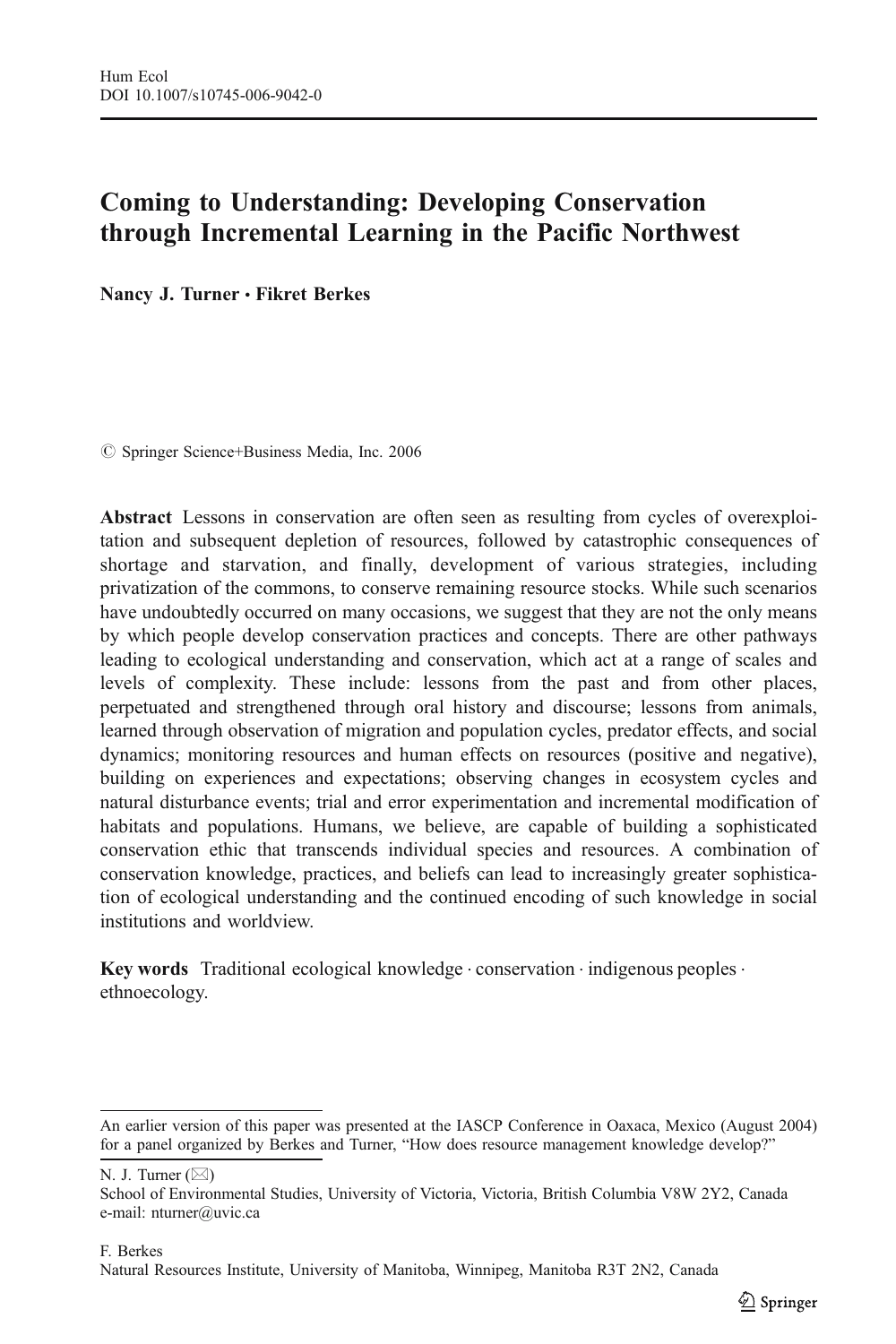# Coming to Understanding: Developing Conservation through Incremental Learning in the Pacific Northwest

**Nancy J. Turner · Fikret Berkes**

© Springer Science+Business Media, Inc. 2006

**Abstract** Lessons in conservation are often seen as resulting from cycles of overexploitation and subsequent depletion of resources, followed by catastrophic consequences of shortage and starvation, and finally, development of various strategies, including privatization of the commons, to conserve remaining resource stocks. While such scenarios have undoubtedly occurred on many occasions, we suggest that they are not the only means by which people develop conservation practices and concepts. There are other pathways leading to ecological understanding and conservation, which act at a range of scales and levels of complexity. These include: lessons from the past and from other places, perpetuated and strengthened through oral history and discourse; lessons from animals, learned through observation of migration and population cycles, predator effects, and social dynamics; monitoring resources and human effects on resources (positive and negative), building on experiences and expectations; observing changes in ecosystem cycles and natural disturbance events; trial and error experimentation and incremental modification of habitats and populations. Humans, we believe, are capable of building a sophisticated conservation ethic that transcends individual species and resources. A combination of conservation knowledge, practices, and beliefs can lead to increasingly greater sophistication of ecological understanding and the continued encoding of such knowledge in social institutions and worldview.

**Key words** Traditional ecological knowledge · conservation · indigenous peoples · ethnoecology.

---

An earlier version of this paper was presented at the IASCP Conference in Oaxaca, Mexico (August 2004) for a panel organized by Berkes and Turner, "How does resource management knowledge develop?"

N. J. Turner (✉)
School of Environmental Studies, University of Victoria, Victoria, British Columbia V8W 2Y2, Canada
e-mail: nturner@uvic.ca

F. Berkes
Natural Resources Institute, University of Manitoba, Winnipeg, Manitoba R3T 2N2, Canada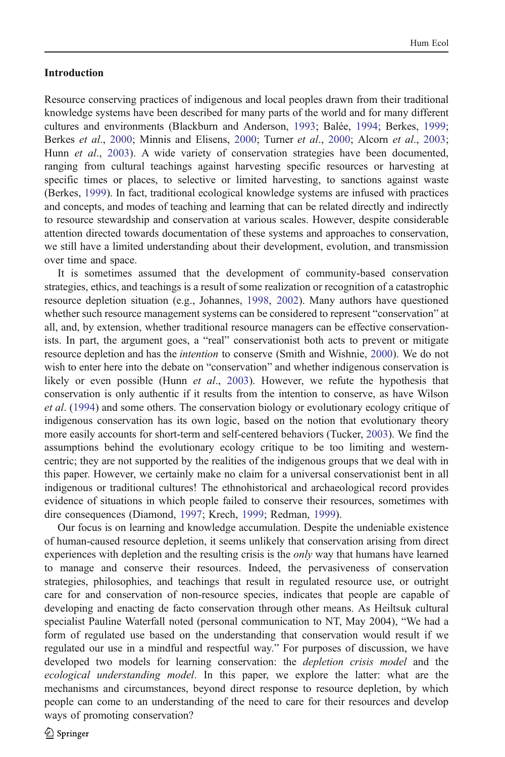## Introduction

Resource conserving practices of indigenous and local peoples drawn from their traditional knowledge systems have been described for many parts of the world and for many different cultures and environments (Blackburn and Anderson, 1993; Balée, 1994; Berkes, 1999; Berkes *et al.*, 2000; Minnis and Elisens, 2000; Turner *et al.*, 2000; Alcorn *et al.*, 2003; Hunn *et al.*, 2003). A wide variety of conservation strategies have been documented, ranging from cultural teachings against harvesting specific resources or harvesting at specific times or places, to selective or limited harvesting, to sanctions against waste (Berkes, 1999). In fact, traditional ecological knowledge systems are infused with practices and concepts, and modes of teaching and learning that can be related directly and indirectly to resource stewardship and conservation at various scales. However, despite considerable attention directed towards documentation of these systems and approaches to conservation, we still have a limited understanding about their development, evolution, and transmission over time and space.

It is sometimes assumed that the development of community-based conservation strategies, ethics, and teachings is a result of some realization or recognition of a catastrophic resource depletion situation (e.g., Johannes, 1998, 2002). Many authors have questioned whether such resource management systems can be considered to represent "conservation" at all, and, by extension, whether traditional resource managers can be effective conservationists. In part, the argument goes, a "real" conservationist both acts to prevent or mitigate resource depletion and has the *intention* to conserve (Smith and Wishnie, 2000). We do not wish to enter here into the debate on "conservation" and whether indigenous conservation is likely or even possible (Hunn *et al.*, 2003). However, we refute the hypothesis that conservation is only authentic if it results from the intention to conserve, as have Wilson *et al.* (1994) and some others. The conservation biology or evolutionary ecology critique of indigenous conservation has its own logic, based on the notion that evolutionary theory more easily accounts for short-term and self-centered behaviors (Tucker, 2003). We find the assumptions behind the evolutionary ecology critique to be too limiting and western-centric; they are not supported by the realities of the indigenous groups that we deal with in this paper. However, we certainly make no claim for a universal conservationist bent in all indigenous or traditional cultures! The ethnohistorical and archaeological record provides evidence of situations in which people failed to conserve their resources, sometimes with dire consequences (Diamond, 1997; Krech, 1999; Redman, 1999).

Our focus is on learning and knowledge accumulation. Despite the undeniable existence of human-caused resource depletion, it seems unlikely that conservation arising from direct experiences with depletion and the resulting crisis is the *only* way that humans have learned to manage and conserve their resources. Indeed, the pervasiveness of conservation strategies, philosophies, and teachings that result in regulated resource use, or outright care for and conservation of non-resource species, indicates that people are capable of developing and enacting de facto conservation through other means. As Heiltsuk cultural specialist Pauline Waterfall noted (personal communication to NT, May 2004), "We had a form of regulated use based on the understanding that conservation would result if we regulated our use in a mindful and respectful way." For purposes of discussion, we have developed two models for learning conservation: the *depletion crisis model* and the *ecological understanding model*. In this paper, we explore the latter: what are the mechanisms and circumstances, beyond direct response to resource depletion, by which people can come to an understanding of the need to care for their resources and develop ways of promoting conservation?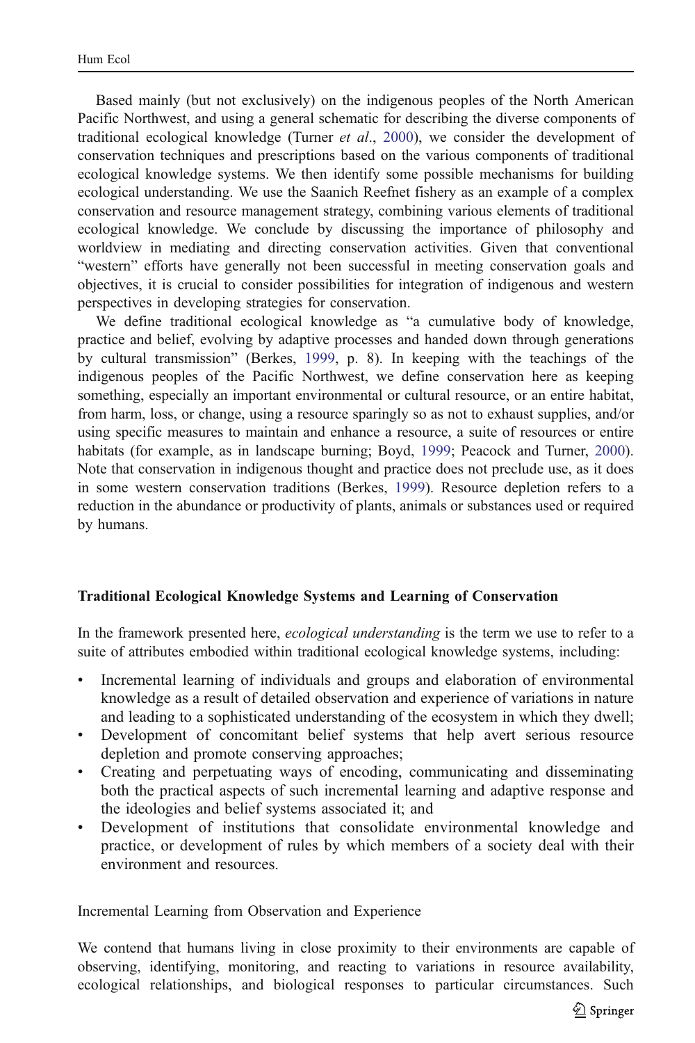Based mainly (but not exclusively) on the indigenous peoples of the North American Pacific Northwest, and using a general schematic for describing the diverse components of traditional ecological knowledge (Turner *et al*., 2000), we consider the development of conservation techniques and prescriptions based on the various components of traditional ecological knowledge systems. We then identify some possible mechanisms for building ecological understanding. We use the Saanich Reefnet fishery as an example of a complex conservation and resource management strategy, combining various elements of traditional ecological knowledge. We conclude by discussing the importance of philosophy and worldview in mediating and directing conservation activities. Given that conventional "western" efforts have generally not been successful in meeting conservation goals and objectives, it is crucial to consider possibilities for integration of indigenous and western perspectives in developing strategies for conservation.

We define traditional ecological knowledge as "a cumulative body of knowledge, practice and belief, evolving by adaptive processes and handed down through generations by cultural transmission" (Berkes, 1999, p. 8). In keeping with the teachings of the indigenous peoples of the Pacific Northwest, we define conservation here as keeping something, especially an important environmental or cultural resource, or an entire habitat, from harm, loss, or change, using a resource sparingly so as not to exhaust supplies, and/or using specific measures to maintain and enhance a resource, a suite of resources or entire habitats (for example, as in landscape burning; Boyd, 1999; Peacock and Turner, 2000). Note that conservation in indigenous thought and practice does not preclude use, as it does in some western conservation traditions (Berkes, 1999). Resource depletion refers to a reduction in the abundance or productivity of plants, animals or substances used or required by humans.

## Traditional Ecological Knowledge Systems and Learning of Conservation

In the framework presented here, *ecological understanding* is the term we use to refer to a suite of attributes embodied within traditional ecological knowledge systems, including:

- Incremental learning of individuals and groups and elaboration of environmental knowledge as a result of detailed observation and experience of variations in nature and leading to a sophisticated understanding of the ecosystem in which they dwell;
- Development of concomitant belief systems that help avert serious resource depletion and promote conserving approaches;
- Creating and perpetuating ways of encoding, communicating and disseminating both the practical aspects of such incremental learning and adaptive response and the ideologies and belief systems associated it; and
- Development of institutions that consolidate environmental knowledge and practice, or development of rules by which members of a society deal with their environment and resources.

### Incremental Learning from Observation and Experience

We contend that humans living in close proximity to their environments are capable of observing, identifying, monitoring, and reacting to variations in resource availability, ecological relationships, and biological responses to particular circumstances. Such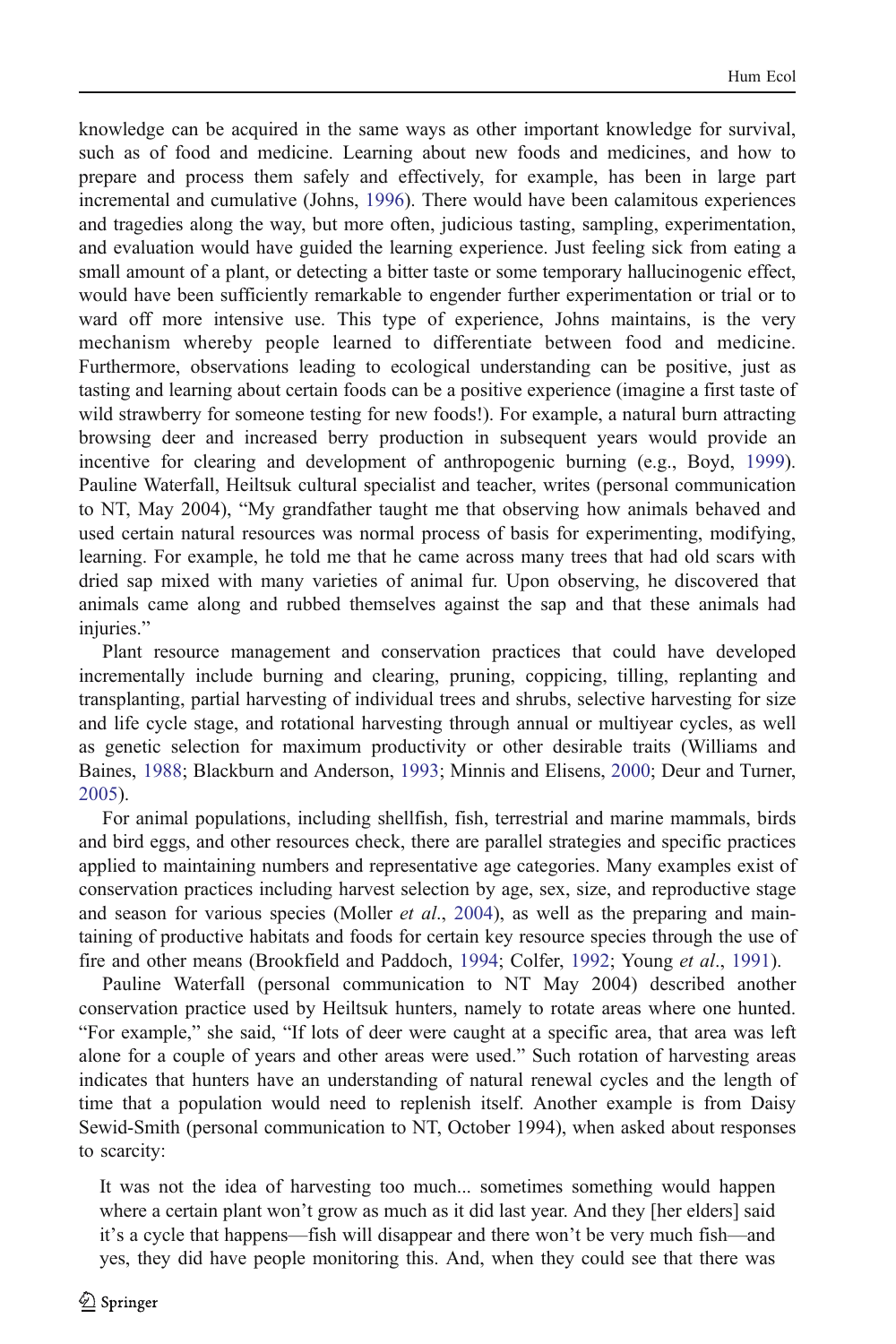knowledge can be acquired in the same ways as other important knowledge for survival, such as of food and medicine. Learning about new foods and medicines, and how to prepare and process them safely and effectively, for example, has been in large part incremental and cumulative (Johns, 1996). There would have been calamitous experiences and tragedies along the way, but more often, judicious tasting, sampling, experimentation, and evaluation would have guided the learning experience. Just feeling sick from eating a small amount of a plant, or detecting a bitter taste or some temporary hallucinogenic effect, would have been sufficiently remarkable to engender further experimentation or trial or to ward off more intensive use. This type of experience, Johns maintains, is the very mechanism whereby people learned to differentiate between food and medicine. Furthermore, observations leading to ecological understanding can be positive, just as tasting and learning about certain foods can be a positive experience (imagine a first taste of wild strawberry for someone testing for new foods!). For example, a natural burn attracting browsing deer and increased berry production in subsequent years would provide an incentive for clearing and development of anthropogenic burning (e.g., Boyd, 1999). Pauline Waterfall, Heiltsuk cultural specialist and teacher, writes (personal communication to NT, May 2004), "My grandfather taught me that observing how animals behaved and used certain natural resources was normal process of basis for experimenting, modifying, learning. For example, he told me that he came across many trees that had old scars with dried sap mixed with many varieties of animal fur. Upon observing, he discovered that animals came along and rubbed themselves against the sap and that these animals had injuries."

Plant resource management and conservation practices that could have developed incrementally include burning and clearing, pruning, coppicing, tilling, replanting and transplanting, partial harvesting of individual trees and shrubs, selective harvesting for size and life cycle stage, and rotational harvesting through annual or multiyear cycles, as well as genetic selection for maximum productivity or other desirable traits (Williams and Baines, 1988; Blackburn and Anderson, 1993; Minnis and Elisens, 2000; Deur and Turner, 2005).

For animal populations, including shellfish, fish, terrestrial and marine mammals, birds and bird eggs, and other resources check, there are parallel strategies and specific practices applied to maintaining numbers and representative age categories. Many examples exist of conservation practices including harvest selection by age, sex, size, and reproductive stage and season for various species (Moller *et al*., 2004), as well as the preparing and maintaining of productive habitats and foods for certain key resource species through the use of fire and other means (Brookfield and Paddoch, 1994; Colfer, 1992; Young *et al*., 1991).

Pauline Waterfall (personal communication to NT May 2004) described another conservation practice used by Heiltsuk hunters, namely to rotate areas where one hunted. "For example," she said, "If lots of deer were caught at a specific area, that area was left alone for a couple of years and other areas were used." Such rotation of harvesting areas indicates that hunters have an understanding of natural renewal cycles and the length of time that a population would need to replenish itself. Another example is from Daisy Sewid-Smith (personal communication to NT, October 1994), when asked about responses to scarcity:

> It was not the idea of harvesting too much... sometimes something would happen where a certain plant won't grow as much as it did last year. And they [her elders] said it's a cycle that happens—fish will disappear and there won't be very much fish—and yes, they did have people monitoring this. And, when they could see that there was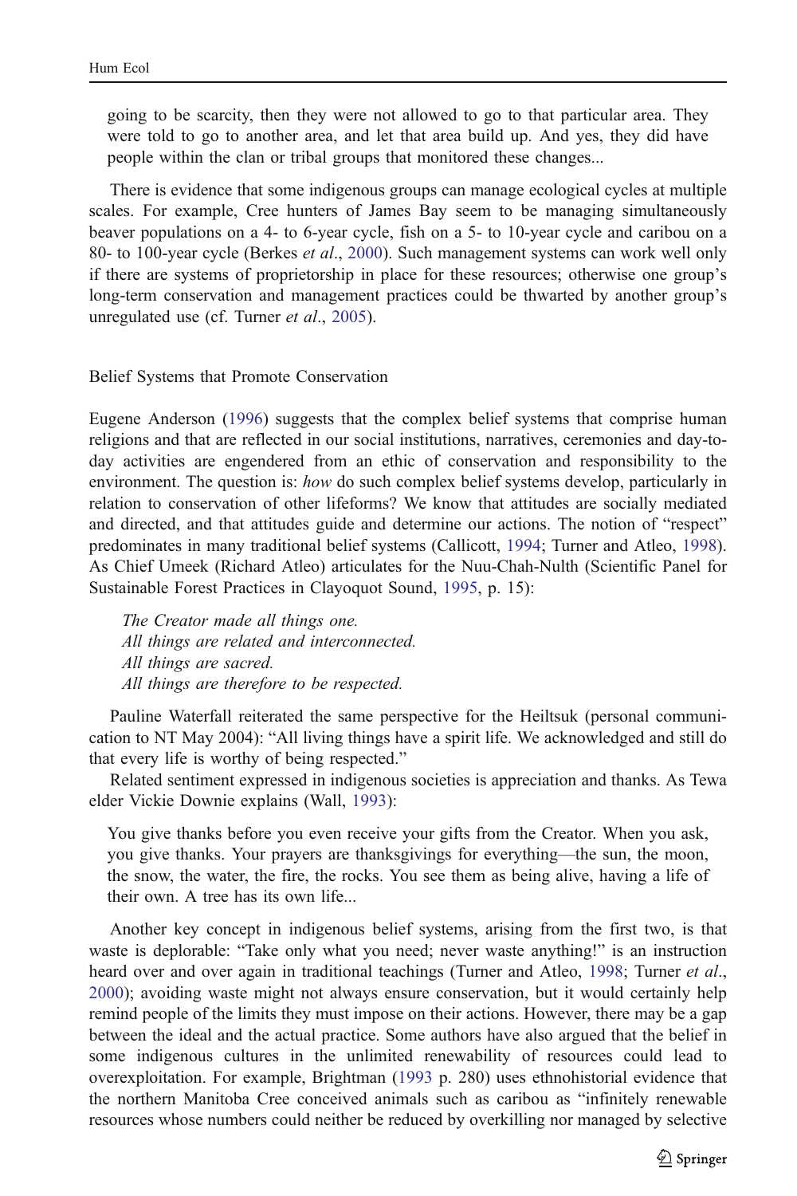> going to be scarcity, then they were not allowed to go to that particular area. They were told to go to another area, and let that area build up. And yes, they did have people within the clan or tribal groups that monitored these changes...

There is evidence that some indigenous groups can manage ecological cycles at multiple scales. For example, Cree hunters of James Bay seem to be managing simultaneously beaver populations on a 4- to 6-year cycle, fish on a 5- to 10-year cycle and caribou on a 80- to 100-year cycle (Berkes *et al*., 2000). Such management systems can work well only if there are systems of proprietorship in place for these resources; otherwise one group's long-term conservation and management practices could be thwarted by another group's unregulated use (cf. Turner *et al*., 2005).

## Belief Systems that Promote Conservation

Eugene Anderson (1996) suggests that the complex belief systems that comprise human religions and that are reflected in our social institutions, narratives, ceremonies and day-to-day activities are engendered from an ethic of conservation and responsibility to the environment. The question is: *how* do such complex belief systems develop, particularly in relation to conservation of other lifeforms? We know that attitudes are socially mediated and directed, and that attitudes guide and determine our actions. The notion of "respect" predominates in many traditional belief systems (Callicott, 1994; Turner and Atleo, 1998). As Chief Umeek (Richard Atleo) articulates for the Nuu-Chah-Nulth (Scientific Panel for Sustainable Forest Practices in Clayoquot Sound, 1995, p. 15):

> *The Creator made all things one.*
> *All things are related and interconnected.*
> *All things are sacred.*
> *All things are therefore to be respected.*

Pauline Waterfall reiterated the same perspective for the Heiltsuk (personal communication to NT May 2004): "All living things have a spirit life. We acknowledged and still do that every life is worthy of being respected."

Related sentiment expressed in indigenous societies is appreciation and thanks. As Tewa elder Vickie Downie explains (Wall, 1993):

> You give thanks before you even receive your gifts from the Creator. When you ask, you give thanks. Your prayers are thanksgivings for everything—the sun, the moon, the snow, the water, the fire, the rocks. You see them as being alive, having a life of their own. A tree has its own life...

Another key concept in indigenous belief systems, arising from the first two, is that waste is deplorable: "Take only what you need; never waste anything!" is an instruction heard over and over again in traditional teachings (Turner and Atleo, 1998; Turner *et al*., 2000); avoiding waste might not always ensure conservation, but it would certainly help remind people of the limits they must impose on their actions. However, there may be a gap between the ideal and the actual practice. Some authors have also argued that the belief in some indigenous cultures in the unlimited renewability of resources could lead to overexploitation. For example, Brightman (1993 p. 280) uses ethnohistorial evidence that the northern Manitoba Cree conceived animals such as caribou as "infinitely renewable resources whose numbers could neither be reduced by overkilling nor managed by selective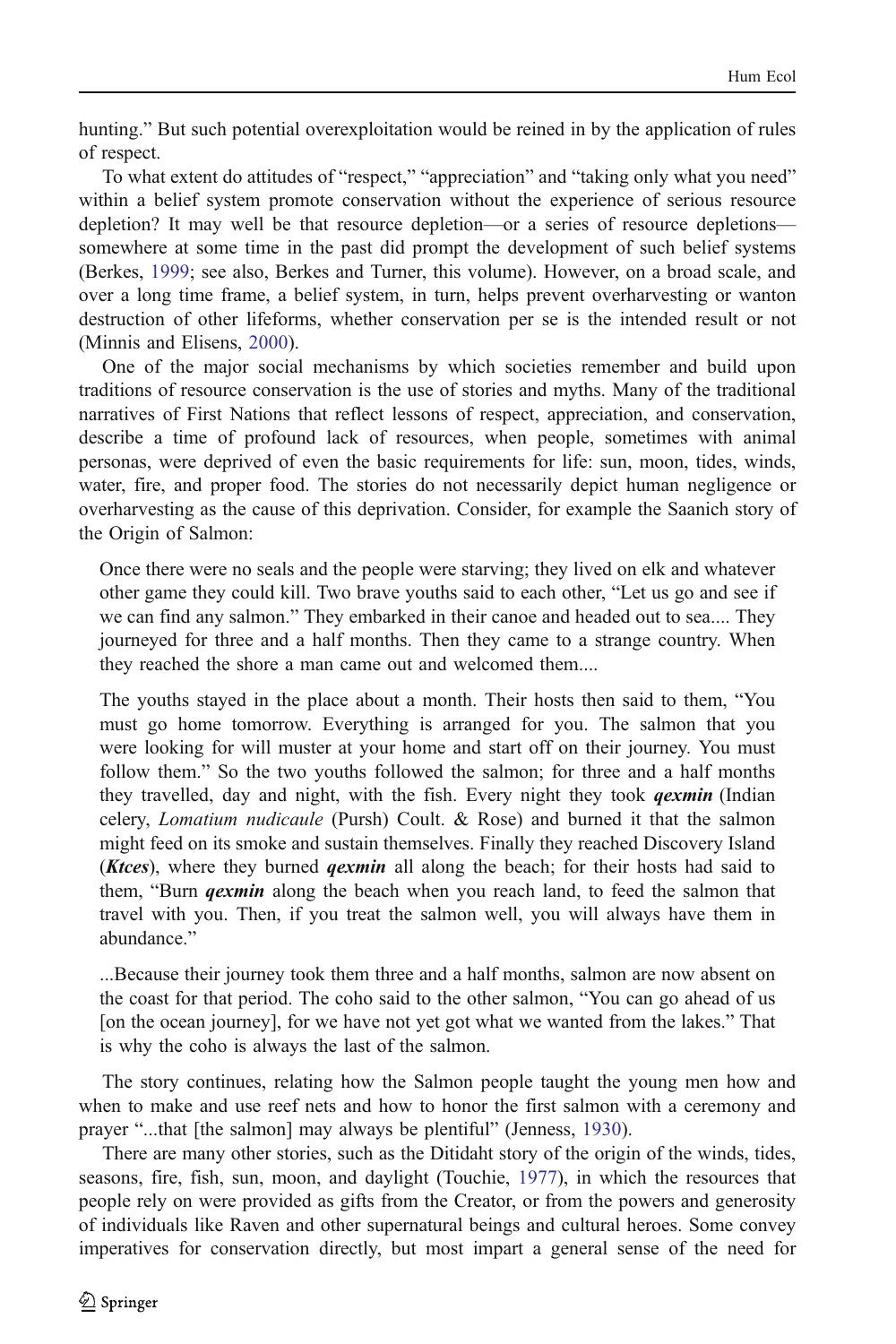hunting." But such potential overexploitation would be reined in by the application of rules of respect.

To what extent do attitudes of "respect," "appreciation" and "taking only what you need" within a belief system promote conservation without the experience of serious resource depletion? It may well be that resource depletion—or a series of resource depletions—somewhere at some time in the past did prompt the development of such belief systems (Berkes, 1999; see also, Berkes and Turner, this volume). However, on a broad scale, and over a long time frame, a belief system, in turn, helps prevent overharvesting or wanton destruction of other lifeforms, whether conservation per se is the intended result or not (Minnis and Elisens, 2000).

One of the major social mechanisms by which societies remember and build upon traditions of resource conservation is the use of stories and myths. Many of the traditional narratives of First Nations that reflect lessons of respect, appreciation, and conservation, describe a time of profound lack of resources, when people, sometimes with animal personas, were deprived of even the basic requirements for life: sun, moon, tides, winds, water, fire, and proper food. The stories do not necessarily depict human negligence or overharvesting as the cause of this deprivation. Consider, for example the Saanich story of the Origin of Salmon:

> Once there were no seals and the people were starving; they lived on elk and whatever other game they could kill. Two brave youths said to each other, "Let us go and see if we can find any salmon." They embarked in their canoe and headed out to sea.... They journeyed for three and a half months. Then they came to a strange country. When they reached the shore a man came out and welcomed them....
>
> The youths stayed in the place about a month. Their hosts then said to them, "You must go home tomorrow. Everything is arranged for you. The salmon that you were looking for will muster at your home and start off on their journey. You must follow them." So the two youths followed the salmon; for three and a half months they travelled, day and night, with the fish. Every night they took ***qexmin*** (Indian celery, *Lomatium nudicaule* (Pursh) Coult. & Rose) and burned it that the salmon might feed on its smoke and sustain themselves. Finally they reached Discovery Island (***Ktces***), where they burned ***qexmin*** all along the beach; for their hosts had said to them, "Burn ***qexmin*** along the beach when you reach land, to feed the salmon that travel with you. Then, if you treat the salmon well, you will always have them in abundance."
>
> ...Because their journey took them three and a half months, salmon are now absent on the coast for that period. The coho said to the other salmon, "You can go ahead of us [on the ocean journey], for we have not yet got what we wanted from the lakes." That is why the coho is always the last of the salmon.

The story continues, relating how the Salmon people taught the young men how and when to make and use reef nets and how to honor the first salmon with a ceremony and prayer "...that [the salmon] may always be plentiful" (Jenness, 1930).

There are many other stories, such as the Ditidaht story of the origin of the winds, tides, seasons, fire, fish, sun, moon, and daylight (Touchie, 1977), in which the resources that people rely on were provided as gifts from the Creator, or from the powers and generosity of individuals like Raven and other supernatural beings and cultural heroes. Some convey imperatives for conservation directly, but most impart a general sense of the need for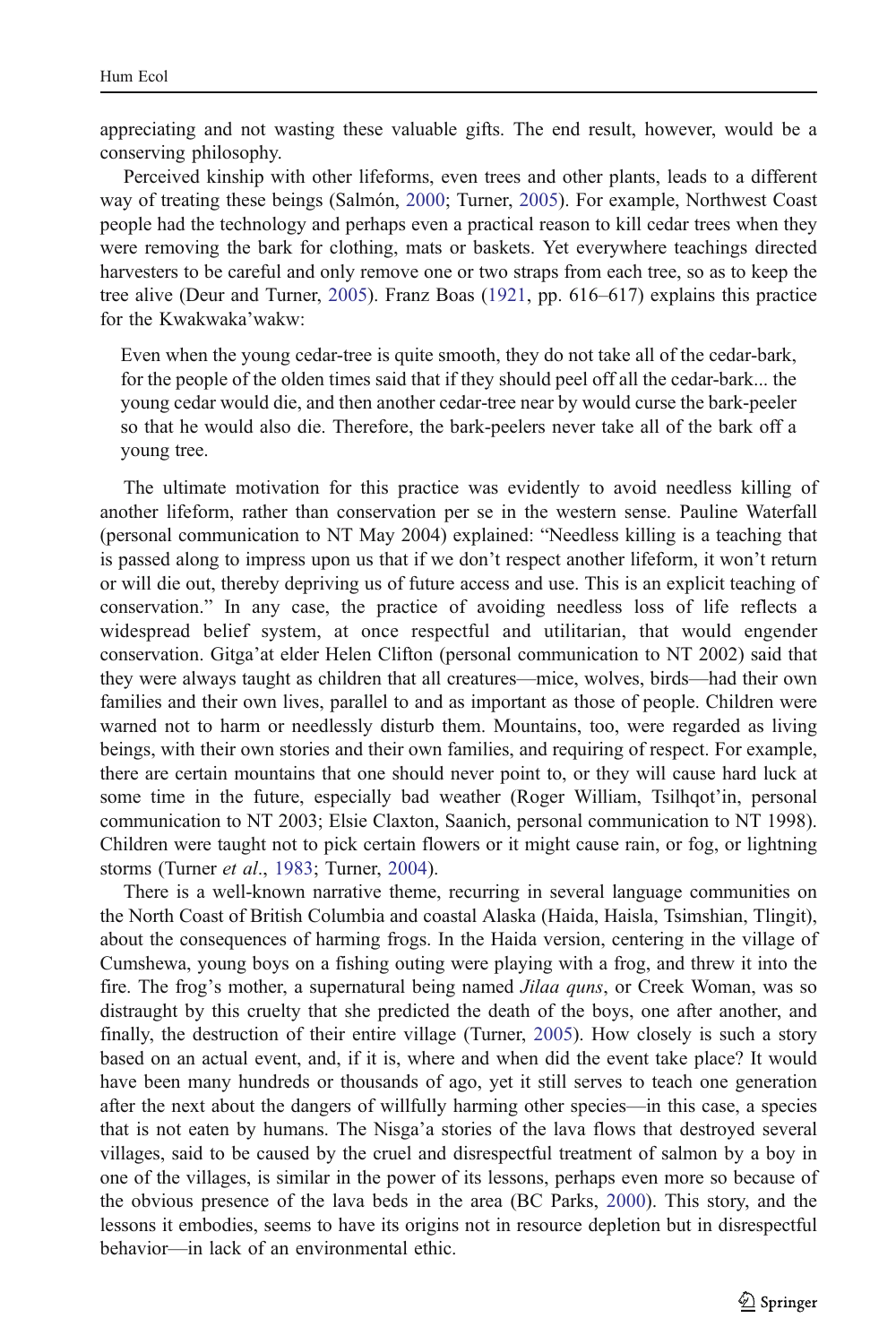appreciating and not wasting these valuable gifts. The end result, however, would be a conserving philosophy.

Perceived kinship with other lifeforms, even trees and other plants, leads to a different way of treating these beings (Salmón, 2000; Turner, 2005). For example, Northwest Coast people had the technology and perhaps even a practical reason to kill cedar trees when they were removing the bark for clothing, mats or baskets. Yet everywhere teachings directed harvesters to be careful and only remove one or two straps from each tree, so as to keep the tree alive (Deur and Turner, 2005). Franz Boas (1921, pp. 616–617) explains this practice for the Kwakwaka'wakw:

> Even when the young cedar-tree is quite smooth, they do not take all of the cedar-bark, for the people of the olden times said that if they should peel off all the cedar-bark... the young cedar would die, and then another cedar-tree near by would curse the bark-peeler so that he would also die. Therefore, the bark-peelers never take all of the bark off a young tree.

The ultimate motivation for this practice was evidently to avoid needless killing of another lifeform, rather than conservation per se in the western sense. Pauline Waterfall (personal communication to NT May 2004) explained: "Needless killing is a teaching that is passed along to impress upon us that if we don't respect another lifeform, it won't return or will die out, thereby depriving us of future access and use. This is an explicit teaching of conservation." In any case, the practice of avoiding needless loss of life reflects a widespread belief system, at once respectful and utilitarian, that would engender conservation. Gitga'at elder Helen Clifton (personal communication to NT 2002) said that they were always taught as children that all creatures—mice, wolves, birds—had their own families and their own lives, parallel to and as important as those of people. Children were warned not to harm or needlessly disturb them. Mountains, too, were regarded as living beings, with their own stories and their own families, and requiring of respect. For example, there are certain mountains that one should never point to, or they will cause hard luck at some time in the future, especially bad weather (Roger William, Tsilhqot'in, personal communication to NT 2003; Elsie Claxton, Saanich, personal communication to NT 1998). Children were taught not to pick certain flowers or it might cause rain, or fog, or lightning storms (Turner *et al*., 1983; Turner, 2004).

There is a well-known narrative theme, recurring in several language communities on the North Coast of British Columbia and coastal Alaska (Haida, Haisla, Tsimshian, Tlingit), about the consequences of harming frogs. In the Haida version, centering in the village of Cumshewa, young boys on a fishing outing were playing with a frog, and threw it into the fire. The frog's mother, a supernatural being named *Jilaa quns*, or Creek Woman, was so distraught by this cruelty that she predicted the death of the boys, one after another, and finally, the destruction of their entire village (Turner, 2005). How closely is such a story based on an actual event, and, if it is, where and when did the event take place? It would have been many hundreds or thousands of ago, yet it still serves to teach one generation after the next about the dangers of willfully harming other species—in this case, a species that is not eaten by humans. The Nisga'a stories of the lava flows that destroyed several villages, said to be caused by the cruel and disrespectful treatment of salmon by a boy in one of the villages, is similar in the power of its lessons, perhaps even more so because of the obvious presence of the lava beds in the area (BC Parks, 2000). This story, and the lessons it embodies, seems to have its origins not in resource depletion but in disrespectful behavior—in lack of an environmental ethic.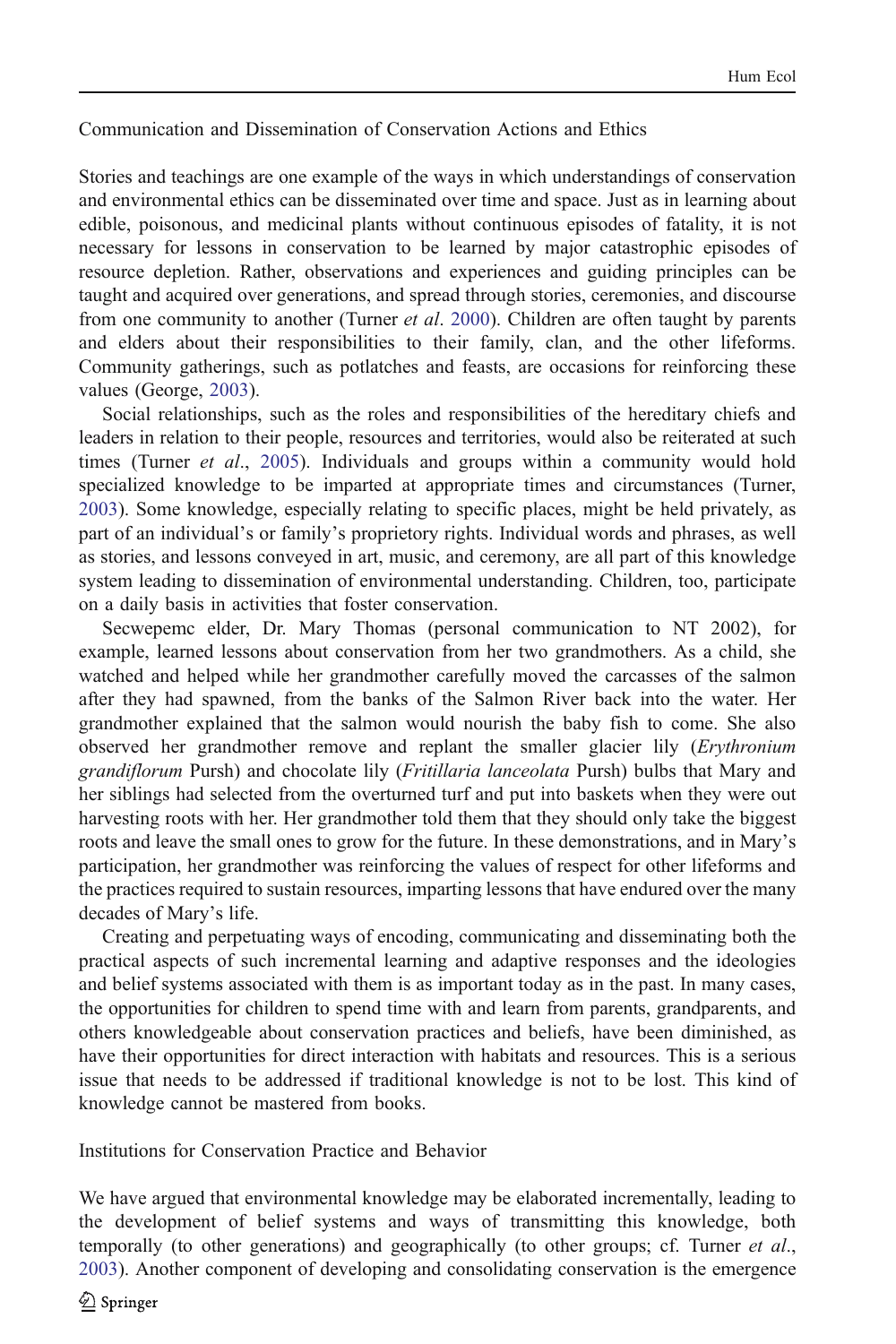### Communication and Dissemination of Conservation Actions and Ethics

Stories and teachings are one example of the ways in which understandings of conservation and environmental ethics can be disseminated over time and space. Just as in learning about edible, poisonous, and medicinal plants without continuous episodes of fatality, it is not necessary for lessons in conservation to be learned by major catastrophic episodes of resource depletion. Rather, observations and experiences and guiding principles can be taught and acquired over generations, and spread through stories, ceremonies, and discourse from one community to another (Turner *et al*. 2000). Children are often taught by parents and elders about their responsibilities to their family, clan, and the other lifeforms. Community gatherings, such as potlatches and feasts, are occasions for reinforcing these values (George, 2003).

Social relationships, such as the roles and responsibilities of the hereditary chiefs and leaders in relation to their people, resources and territories, would also be reiterated at such times (Turner *et al*., 2005). Individuals and groups within a community would hold specialized knowledge to be imparted at appropriate times and circumstances (Turner, 2003). Some knowledge, especially relating to specific places, might be held privately, as part of an individual's or family's proprietory rights. Individual words and phrases, as well as stories, and lessons conveyed in art, music, and ceremony, are all part of this knowledge system leading to dissemination of environmental understanding. Children, too, participate on a daily basis in activities that foster conservation.

Secwepemc elder, Dr. Mary Thomas (personal communication to NT 2002), for example, learned lessons about conservation from her two grandmothers. As a child, she watched and helped while her grandmother carefully moved the carcasses of the salmon after they had spawned, from the banks of the Salmon River back into the water. Her grandmother explained that the salmon would nourish the baby fish to come. She also observed her grandmother remove and replant the smaller glacier lily (*Erythronium grandiflorum* Pursh) and chocolate lily (*Fritillaria lanceolata* Pursh) bulbs that Mary and her siblings had selected from the overturned turf and put into baskets when they were out harvesting roots with her. Her grandmother told them that they should only take the biggest roots and leave the small ones to grow for the future. In these demonstrations, and in Mary's participation, her grandmother was reinforcing the values of respect for other lifeforms and the practices required to sustain resources, imparting lessons that have endured over the many decades of Mary's life.

Creating and perpetuating ways of encoding, communicating and disseminating both the practical aspects of such incremental learning and adaptive responses and the ideologies and belief systems associated with them is as important today as in the past. In many cases, the opportunities for children to spend time with and learn from parents, grandparents, and others knowledgeable about conservation practices and beliefs, have been diminished, as have their opportunities for direct interaction with habitats and resources. This is a serious issue that needs to be addressed if traditional knowledge is not to be lost. This kind of knowledge cannot be mastered from books.

### Institutions for Conservation Practice and Behavior

We have argued that environmental knowledge may be elaborated incrementally, leading to the development of belief systems and ways of transmitting this knowledge, both temporally (to other generations) and geographically (to other groups; cf. Turner *et al*., 2003). Another component of developing and consolidating conservation is the emergence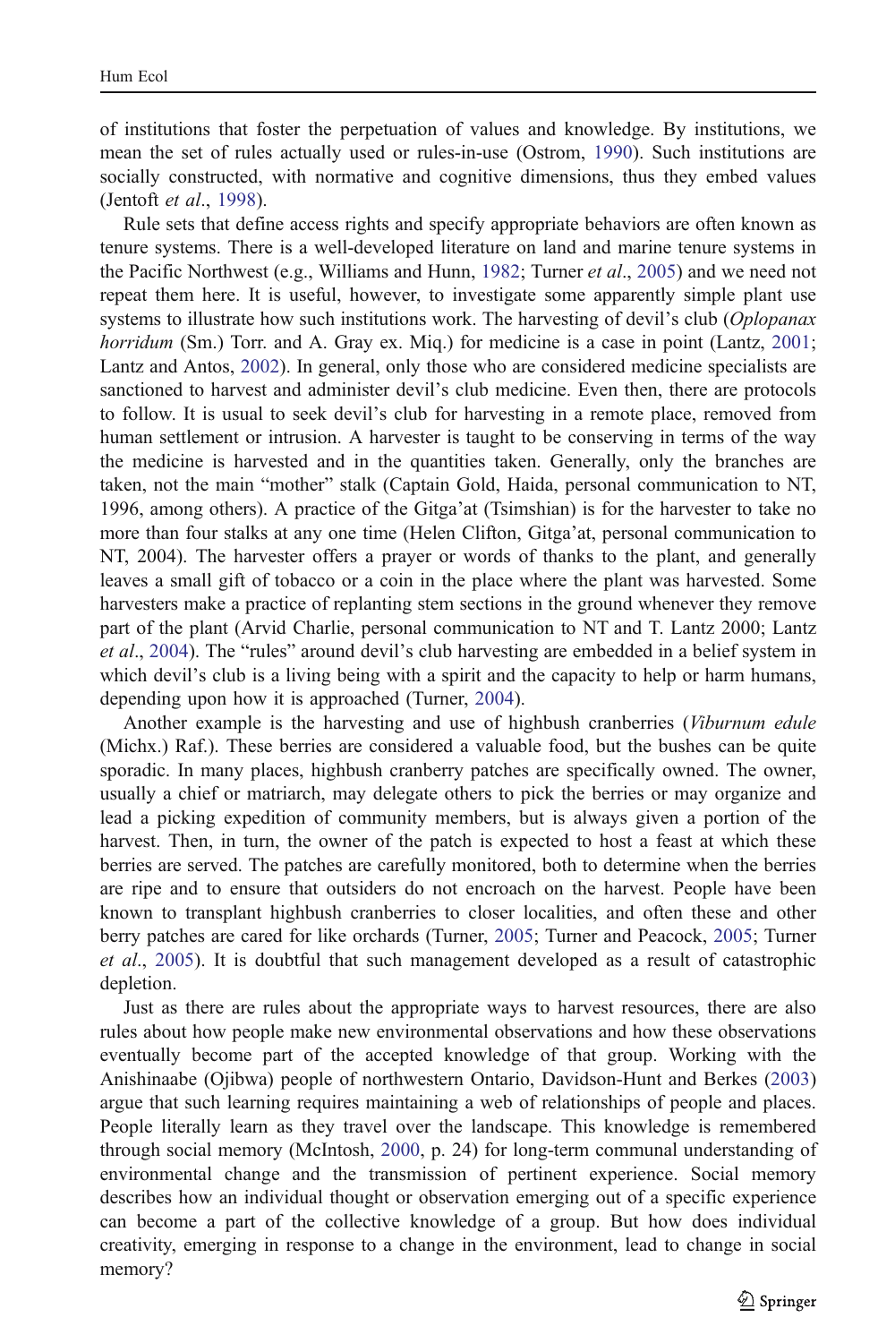of institutions that foster the perpetuation of values and knowledge. By institutions, we mean the set of rules actually used or rules-in-use (Ostrom, 1990). Such institutions are socially constructed, with normative and cognitive dimensions, thus they embed values (Jentoft *et al*., 1998).

Rule sets that define access rights and specify appropriate behaviors are often known as tenure systems. There is a well-developed literature on land and marine tenure systems in the Pacific Northwest (e.g., Williams and Hunn, 1982; Turner *et al*., 2005) and we need not repeat them here. It is useful, however, to investigate some apparently simple plant use systems to illustrate how such institutions work. The harvesting of devil's club (*Oplopanax horridum* (Sm.) Torr. and A. Gray ex. Miq.) for medicine is a case in point (Lantz, 2001; Lantz and Antos, 2002). In general, only those who are considered medicine specialists are sanctioned to harvest and administer devil's club medicine. Even then, there are protocols to follow. It is usual to seek devil's club for harvesting in a remote place, removed from human settlement or intrusion. A harvester is taught to be conserving in terms of the way the medicine is harvested and in the quantities taken. Generally, only the branches are taken, not the main "mother" stalk (Captain Gold, Haida, personal communication to NT, 1996, among others). A practice of the Gitga'at (Tsimshian) is for the harvester to take no more than four stalks at any one time (Helen Clifton, Gitga'at, personal communication to NT, 2004). The harvester offers a prayer or words of thanks to the plant, and generally leaves a small gift of tobacco or a coin in the place where the plant was harvested. Some harvesters make a practice of replanting stem sections in the ground whenever they remove part of the plant (Arvid Charlie, personal communication to NT and T. Lantz 2000; Lantz *et al*., 2004). The "rules" around devil's club harvesting are embedded in a belief system in which devil's club is a living being with a spirit and the capacity to help or harm humans, depending upon how it is approached (Turner, 2004).

Another example is the harvesting and use of highbush cranberries (*Viburnum edule* (Michx.) Raf.). These berries are considered a valuable food, but the bushes can be quite sporadic. In many places, highbush cranberry patches are specifically owned. The owner, usually a chief or matriarch, may delegate others to pick the berries or may organize and lead a picking expedition of community members, but is always given a portion of the harvest. Then, in turn, the owner of the patch is expected to host a feast at which these berries are served. The patches are carefully monitored, both to determine when the berries are ripe and to ensure that outsiders do not encroach on the harvest. People have been known to transplant highbush cranberries to closer localities, and often these and other berry patches are cared for like orchards (Turner, 2005; Turner and Peacock, 2005; Turner *et al*., 2005). It is doubtful that such management developed as a result of catastrophic depletion.

Just as there are rules about the appropriate ways to harvest resources, there are also rules about how people make new environmental observations and how these observations eventually become part of the accepted knowledge of that group. Working with the Anishinaabe (Ojibwa) people of northwestern Ontario, Davidson-Hunt and Berkes (2003) argue that such learning requires maintaining a web of relationships of people and places. People literally learn as they travel over the landscape. This knowledge is remembered through social memory (McIntosh, 2000, p. 24) for long-term communal understanding of environmental change and the transmission of pertinent experience. Social memory describes how an individual thought or observation emerging out of a specific experience can become a part of the collective knowledge of a group. But how does individual creativity, emerging in response to a change in the environment, lead to change in social memory?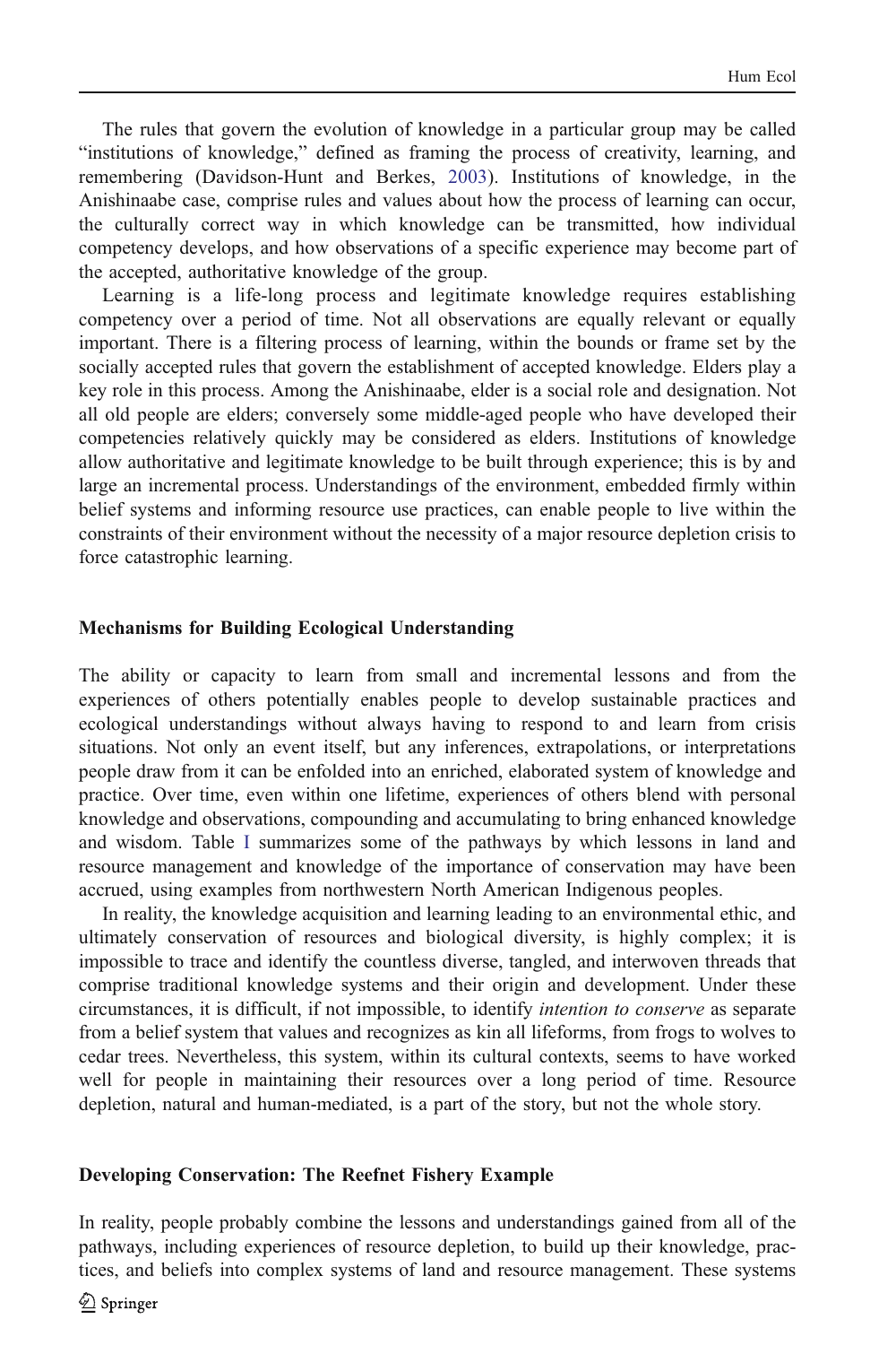The rules that govern the evolution of knowledge in a particular group may be called "institutions of knowledge," defined as framing the process of creativity, learning, and remembering (Davidson-Hunt and Berkes, 2003). Institutions of knowledge, in the Anishinaabe case, comprise rules and values about how the process of learning can occur, the culturally correct way in which knowledge can be transmitted, how individual competency develops, and how observations of a specific experience may become part of the accepted, authoritative knowledge of the group.

Learning is a life-long process and legitimate knowledge requires establishing competency over a period of time. Not all observations are equally relevant or equally important. There is a filtering process of learning, within the bounds or frame set by the socially accepted rules that govern the establishment of accepted knowledge. Elders play a key role in this process. Among the Anishinaabe, elder is a social role and designation. Not all old people are elders; conversely some middle-aged people who have developed their competencies relatively quickly may be considered as elders. Institutions of knowledge allow authoritative and legitimate knowledge to be built through experience; this is by and large an incremental process. Understandings of the environment, embedded firmly within belief systems and informing resource use practices, can enable people to live within the constraints of their environment without the necessity of a major resource depletion crisis to force catastrophic learning.

## Mechanisms for Building Ecological Understanding

The ability or capacity to learn from small and incremental lessons and from the experiences of others potentially enables people to develop sustainable practices and ecological understandings without always having to respond to and learn from crisis situations. Not only an event itself, but any inferences, extrapolations, or interpretations people draw from it can be enfolded into an enriched, elaborated system of knowledge and practice. Over time, even within one lifetime, experiences of others blend with personal knowledge and observations, compounding and accumulating to bring enhanced knowledge and wisdom. Table I summarizes some of the pathways by which lessons in land and resource management and knowledge of the importance of conservation may have been accrued, using examples from northwestern North American Indigenous peoples.

In reality, the knowledge acquisition and learning leading to an environmental ethic, and ultimately conservation of resources and biological diversity, is highly complex; it is impossible to trace and identify the countless diverse, tangled, and interwoven threads that comprise traditional knowledge systems and their origin and development. Under these circumstances, it is difficult, if not impossible, to identify *intention to conserve* as separate from a belief system that values and recognizes as kin all lifeforms, from frogs to wolves to cedar trees. Nevertheless, this system, within its cultural contexts, seems to have worked well for people in maintaining their resources over a long period of time. Resource depletion, natural and human-mediated, is a part of the story, but not the whole story.

## Developing Conservation: The Reefnet Fishery Example

In reality, people probably combine the lessons and understandings gained from all of the pathways, including experiences of resource depletion, to build up their knowledge, practices, and beliefs into complex systems of land and resource management. These systems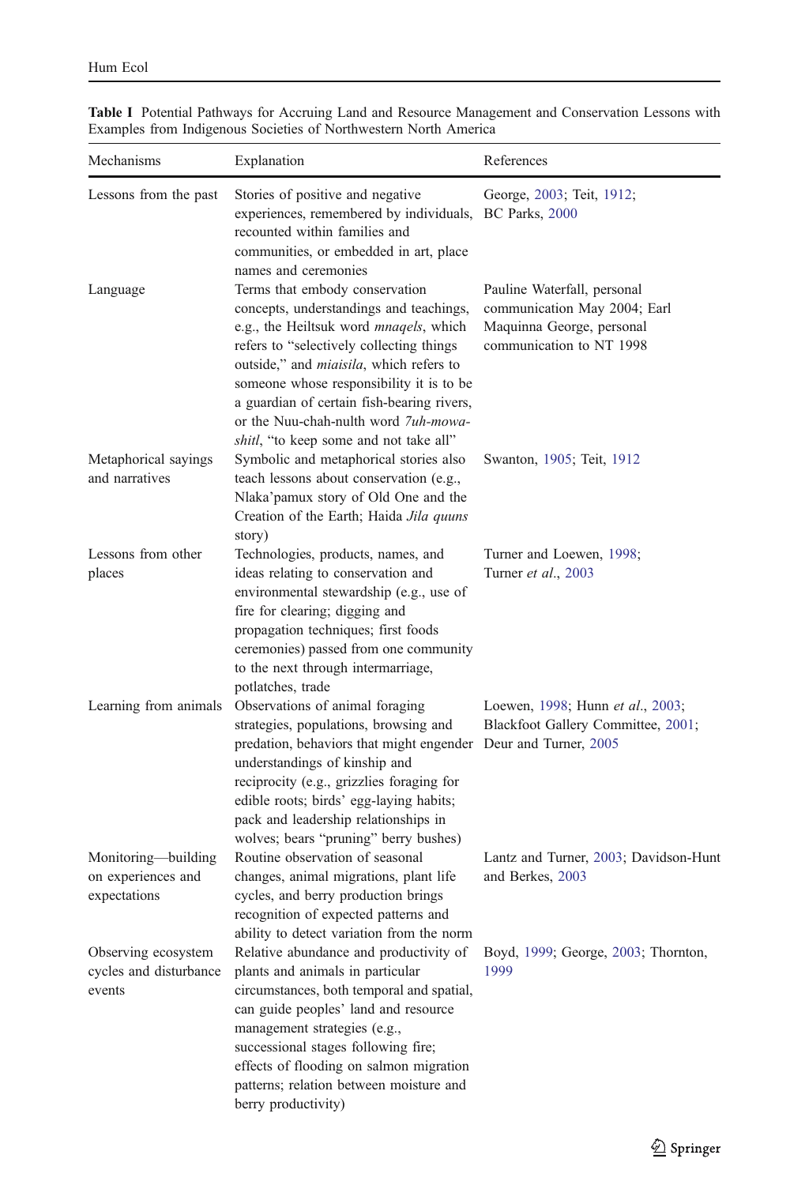**Table I** Potential Pathways for Accruing Land and Resource Management and Conservation Lessons with Examples from Indigenous Societies of Northwestern North America

| Mechanisms | Explanation | References |
|---|---|---|
| Lessons from the past | Stories of positive and negative experiences, remembered by individuals, recounted within families and communities, or embedded in art, place names and ceremonies | George, 2003; Teit, 1912; BC Parks, 2000 |
| Language | Terms that embody conservation concepts, understandings and teachings, e.g., the Heiltsuk word *mnaqels*, which refers to "selectively collecting things outside," and *miaisila*, which refers to someone whose responsibility it is to be a guardian of certain fish-bearing rivers, or the Nuu-chah-nulth word *7uh-mowa-shitl*, "to keep some and not take all" | Pauline Waterfall, personal communication May 2004; Earl Maquinna George, personal communication to NT 1998 |
| Metaphorical sayings and narratives | Symbolic and metaphorical stories also teach lessons about conservation (e.g., Nlaka'pamux story of Old One and the Creation of the Earth; Haida *Jila quns* story) | Swanton, 1905; Teit, 1912 |
| Lessons from other places | Technologies, products, names, and ideas relating to conservation and environmental stewardship (e.g., use of fire for clearing; digging and propagation techniques; first foods ceremonies) passed from one community to the next through intermarriage, potlatches, trade | Turner and Loewen, 1998; Turner *et al*., 2003 |
| Learning from animals | Observations of animal foraging strategies, populations, browsing and predation, behaviors that might engender understandings of kinship and reciprocity (e.g., grizzlies foraging for edible roots; birds' egg-laying habits; pack and leadership relationships in wolves; bears "pruning" berry bushes) | Loewen, 1998; Hunn *et al*., 2003; Blackfoot Gallery Committee, 2001; Deur and Turner, 2005 |
| Monitoring—building on experiences and expectations | Routine observation of seasonal changes, animal migrations, plant life cycles, and berry production brings recognition of expected patterns and ability to detect variation from the norm | Lantz and Turner, 2003; Davidson-Hunt and Berkes, 2003 |
| Observing ecosystem cycles and disturbance events | Relative abundance and productivity of plants and animals in particular circumstances, both temporal and spatial, can guide peoples' land and resource management strategies (e.g., successional stages following fire; effects of flooding on salmon migration patterns; relation between moisture and berry productivity) | Boyd, 1999; George, 2003; Thornton, 1999 |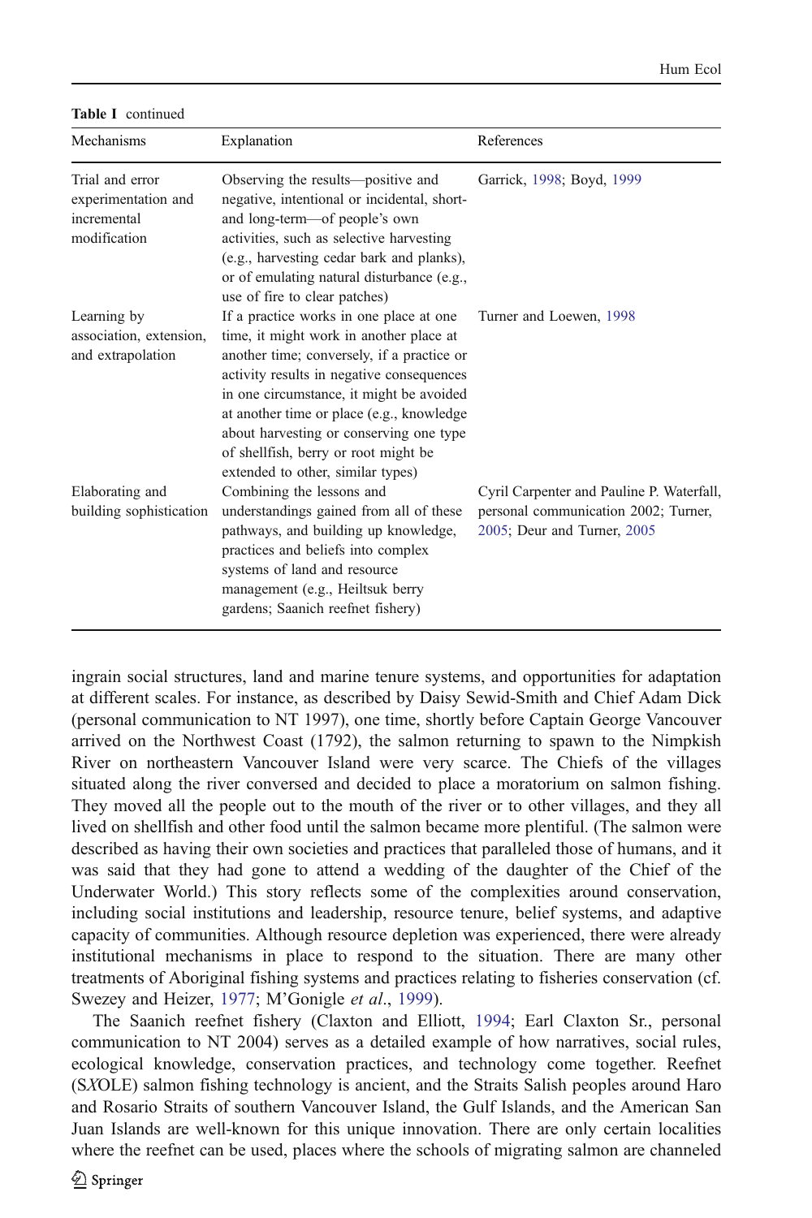**Table I** continued

| Mechanisms | Explanation | References |
|---|---|---|
| Trial and error experimentation and incremental modification | Observing the results—positive and negative, intentional or incidental, short- and long-term—of people's own activities, such as selective harvesting (e.g., harvesting cedar bark and planks), or of emulating natural disturbance (e.g., use of fire to clear patches) | Garrick, 1998; Boyd, 1999 |
| Learning by association, extension, and extrapolation | If a practice works in one place at one time, it might work in another place at another time; conversely, if a practice or activity results in negative consequences in one circumstance, it might be avoided at another time or place (e.g., knowledge about harvesting or conserving one type of shellfish, berry or root might be extended to other, similar types) | Turner and Loewen, 1998 |
| Elaborating and building sophistication | Combining the lessons and understandings gained from all of these pathways, and building up knowledge, practices and beliefs into complex systems of land and resource management (e.g., Heiltsuk berry gardens; Saanich reefnet fishery) | Cyril Carpenter and Pauline P. Waterfall, personal communication 2002; Turner, 2005; Deur and Turner, 2005 |

ingrain social structures, land and marine tenure systems, and opportunities for adaptation at different scales. For instance, as described by Daisy Sewid-Smith and Chief Adam Dick (personal communication to NT 1997), one time, shortly before Captain George Vancouver arrived on the Northwest Coast (1792), the salmon returning to spawn to the Nimpkish River on northeastern Vancouver Island were very scarce. The Chiefs of the villages situated along the river conversed and decided to place a moratorium on salmon fishing. They moved all the people out to the mouth of the river or to other villages, and they all lived on shellfish and other food until the salmon became more plentiful. (The salmon were described as having their own societies and practices that paralleled those of humans, and it was said that they had gone to attend a wedding of the daughter of the Chief of the Underwater World.) This story reflects some of the complexities around conservation, including social institutions and leadership, resource tenure, belief systems, and adaptive capacity of communities. Although resource depletion was experienced, there were already institutional mechanisms in place to respond to the situation. There are many other treatments of Aboriginal fishing systems and practices relating to fisheries conservation (cf. Swezey and Heizer, 1977; M'Gonigle *et al*., 1999).

The Saanich reefnet fishery (Claxton and Elliott, 1994; Earl Claxton Sr., personal communication to NT 2004) serves as a detailed example of how narratives, social rules, ecological knowledge, conservation practices, and technology come together. Reefnet (S*X*OLE) salmon fishing technology is ancient, and the Straits Salish peoples around Haro and Rosario Straits of southern Vancouver Island, the Gulf Islands, and the American San Juan Islands are well-known for this unique innovation. There are only certain localities where the reefnet can be used, places where the schools of migrating salmon are channeled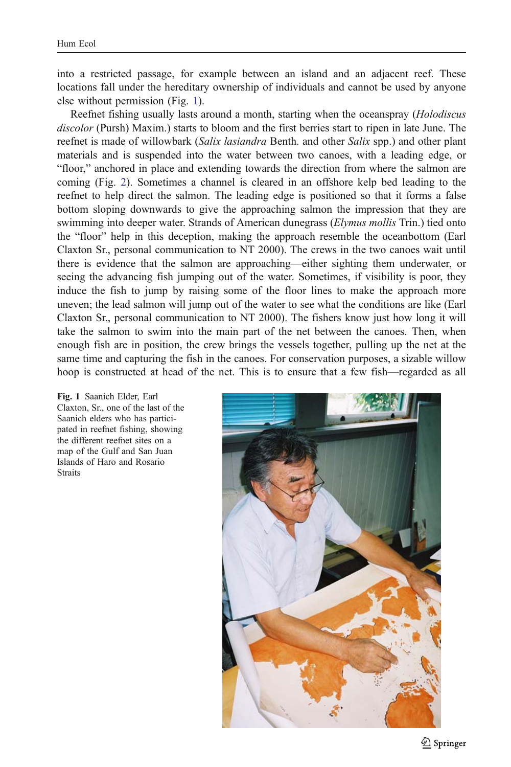into a restricted passage, for example between an island and an adjacent reef. These locations fall under the hereditary ownership of individuals and cannot be used by anyone else without permission (Fig. 1).

Reefnet fishing usually lasts around a month, starting when the oceanspray (*Holodiscus discolor* (Pursh) Maxim.) starts to bloom and the first berries start to ripen in late June. The reefnet is made of willowbark (*Salix lasiandra* Benth. and other *Salix* spp.) and other plant materials and is suspended into the water between two canoes, with a leading edge, or "floor," anchored in place and extending towards the direction from where the salmon are coming (Fig. 2). Sometimes a channel is cleared in an offshore kelp bed leading to the reefnet to help direct the salmon. The leading edge is positioned so that it forms a false bottom sloping downwards to give the approaching salmon the impression that they are swimming into deeper water. Strands of American dunegrass (*Elymus mollis* Trin.) tied onto the "floor" help in this deception, making the approach resemble the oceanbottom (Earl Claxton Sr., personal communication to NT 2000). The crews in the two canoes wait until there is evidence that the salmon are approaching—either sighting them underwater, or seeing the advancing fish jumping out of the water. Sometimes, if visibility is poor, they induce the fish to jump by raising some of the floor lines to make the approach more uneven; the lead salmon will jump out of the water to see what the conditions are like (Earl Claxton Sr., personal communication to NT 2000). The fishers know just how long it will take the salmon to swim into the main part of the net between the canoes. Then, when enough fish are in position, the crew brings the vessels together, pulling up the net at the same time and capturing the fish in the canoes. For conservation purposes, a sizable willow hoop is constructed at head of the net. This is to ensure that a few fish—regarded as all

**Fig. 1** Saanich Elder, Earl Claxton, Sr., one of the last of the Saanich elders who has participated in reefnet fishing, showing the different reefnet sites on a map of the Gulf and San Juan Islands of Haro and Rosario Straits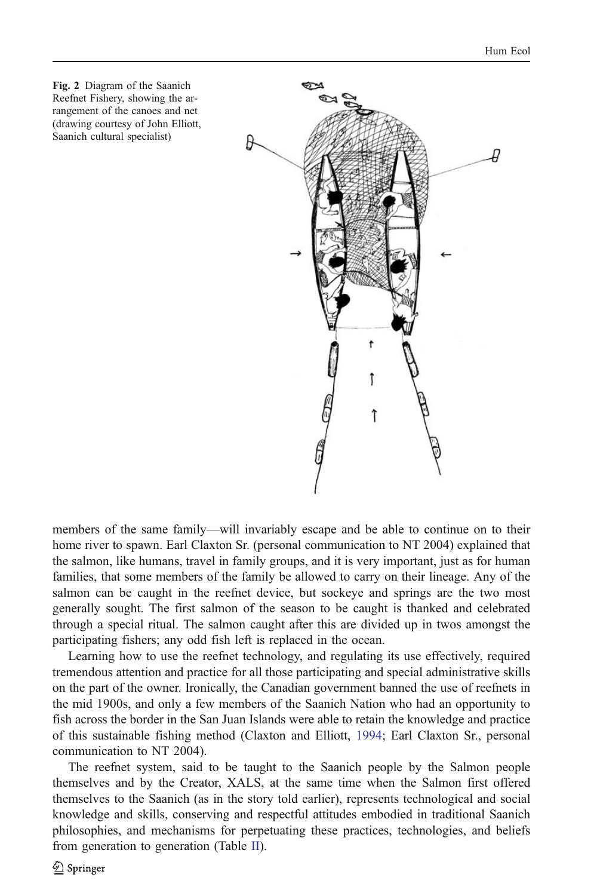Fig. 2 Diagram of the Saanich Reefnet Fishery, showing the arrangement of the canoes and net (drawing courtesy of John Elliott, Saanich cultural specialist)

members of the same family—will invariably escape and be able to continue on to their home river to spawn. Earl Claxton Sr. (personal communication to NT 2004) explained that the salmon, like humans, travel in family groups, and it is very important, just as for human families, that some members of the family be allowed to carry on their lineage. Any of the salmon can be caught in the reefnet device, but sockeye and springs are the two most generally sought. The first salmon of the season to be caught is thanked and celebrated through a special ritual. The salmon caught after this are divided up in twos amongst the participating fishers; any odd fish left is replaced in the ocean.

Learning how to use the reefnet technology, and regulating its use effectively, required tremendous attention and practice for all those participating and special administrative skills on the part of the owner. Ironically, the Canadian government banned the use of reefnets in the mid 1900s, and only a few members of the Saanich Nation who had an opportunity to fish across the border in the San Juan Islands were able to retain the knowledge and practice of this sustainable fishing method (Claxton and Elliott, 1994; Earl Claxton Sr., personal communication to NT 2004).

The reefnet system, said to be taught to the Saanich people by the Salmon people themselves and by the Creator, XALS, at the same time when the Salmon first offered themselves to the Saanich (as in the story told earlier), represents technological and social knowledge and skills, conserving and respectful attitudes embodied in traditional Saanich philosophies, and mechanisms for perpetuating these practices, technologies, and beliefs from generation to generation (Table II).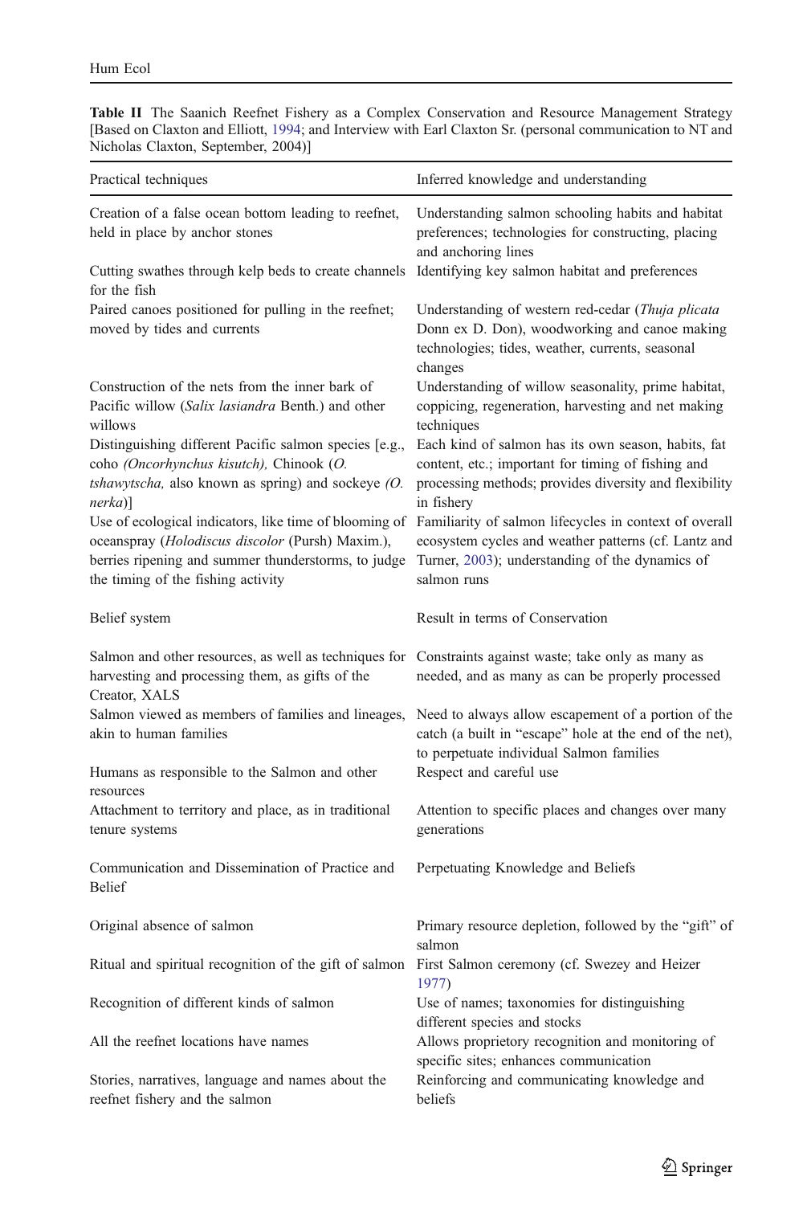**Table II** The Saanich Reefnet Fishery as a Complex Conservation and Resource Management Strategy [Based on Claxton and Elliott, 1994; and Interview with Earl Claxton Sr. (personal communication to NT and Nicholas Claxton, September, 2004)]

| Practical techniques | Inferred knowledge and understanding |
|---|---|
| Creation of a false ocean bottom leading to reefnet, held in place by anchor stones | Understanding salmon schooling habits and habitat preferences; technologies for constructing, placing and anchoring lines |
| Cutting swathes through kelp beds to create channels for the fish | Identifying key salmon habitat and preferences |
| Paired canoes positioned for pulling in the reefnet; moved by tides and currents | Understanding of western red-cedar (*Thuja plicata* Donn ex D. Don), woodworking and canoe making technologies; tides, weather, currents, seasonal changes |
| Construction of the nets from the inner bark of Pacific willow (*Salix lasiandra* Benth.) and other willows | Understanding of willow seasonality, prime habitat, coppicing, regeneration, harvesting and net making techniques |
| Distinguishing different Pacific salmon species [e.g., coho *(Oncorhynchus kisutch),* Chinook (*O. tshawytscha,* also known as spring) and sockeye *(O. nerka*)] | Each kind of salmon has its own season, habits, fat content, etc.; important for timing of fishing and processing methods; provides diversity and flexibility in fishery |
| Use of ecological indicators, like time of blooming of oceanspray (*Holodiscus discolor* (Pursh) Maxim.), berries ripening and summer thunderstorms, to judge the timing of the fishing activity | Familiarity of salmon lifecycles in context of overall ecosystem cycles and weather patterns (cf. Lantz and Turner, 2003); understanding of the dynamics of salmon runs |
| **Belief system** | **Result in terms of Conservation** |
| Salmon and other resources, as well as techniques for harvesting and processing them, as gifts of the Creator, XALS | Constraints against waste; take only as many as needed, and as many as can be properly processed |
| Salmon viewed as members of families and lineages, akin to human families | Need to always allow escapement of a portion of the catch (a built in "escape" hole at the end of the net), to perpetuate individual Salmon families |
| Humans as responsible to the Salmon and other resources | Respect and careful use |
| Attachment to territory and place, as in traditional tenure systems | Attention to specific places and changes over many generations |
| **Communication and Dissemination of Practice and Belief** | **Perpetuating Knowledge and Beliefs** |
| Original absence of salmon | Primary resource depletion, followed by the "gift" of salmon |
| Ritual and spiritual recognition of the gift of salmon | First Salmon ceremony (cf. Swezey and Heizer 1977) |
| Recognition of different kinds of salmon | Use of names; taxonomies for distinguishing different species and stocks |
| All the reefnet locations have names | Allows proprietory recognition and monitoring of specific sites; enhances communication |
| Stories, narratives, language and names about the reefnet fishery and the salmon | Reinforcing and communicating knowledge and beliefs |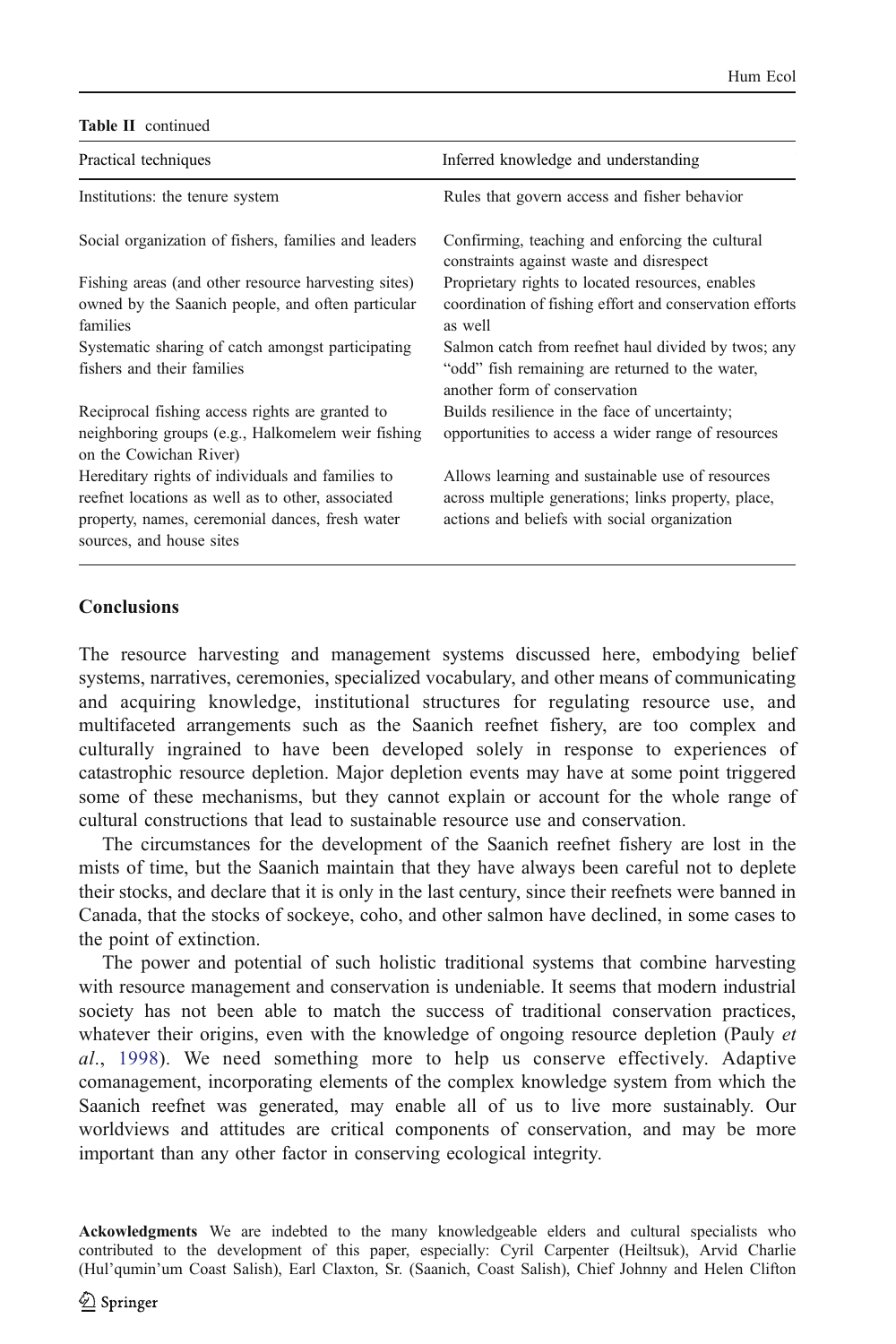**Table II** continued

| Practical techniques | Inferred knowledge and understanding |
|---|---|
| Institutions: the tenure system | Rules that govern access and fisher behavior |
| Social organization of fishers, families and leaders | Confirming, teaching and enforcing the cultural constraints against waste and disrespect |
| Fishing areas (and other resource harvesting sites) owned by the Saanich people, and often particular families | Proprietary rights to located resources, enables coordination of fishing effort and conservation efforts as well |
| Systematic sharing of catch amongst participating fishers and their families | Salmon catch from reefnet haul divided by twos; any "odd" fish remaining are returned to the water, another form of conservation |
| Reciprocal fishing access rights are granted to neighboring groups (e.g., Halkomelem weir fishing on the Cowichan River) | Builds resilience in the face of uncertainty; opportunities to access a wider range of resources |
| Hereditary rights of individuals and families to reefnet locations as well as to other, associated property, names, ceremonial dances, fresh water sources, and house sites | Allows learning and sustainable use of resources across multiple generations; links property, place, actions and beliefs with social organization |

## Conclusions

The resource harvesting and management systems discussed here, embodying belief systems, narratives, ceremonies, specialized vocabulary, and other means of communicating and acquiring knowledge, institutional structures for regulating resource use, and multifaceted arrangements such as the Saanich reefnet fishery, are too complex and culturally ingrained to have been developed solely in response to experiences of catastrophic resource depletion. Major depletion events may have at some point triggered some of these mechanisms, but they cannot explain or account for the whole range of cultural constructions that lead to sustainable resource use and conservation.

The circumstances for the development of the Saanich reefnet fishery are lost in the mists of time, but the Saanich maintain that they have always been careful not to deplete their stocks, and declare that it is only in the last century, since their reefnets were banned in Canada, that the stocks of sockeye, coho, and other salmon have declined, in some cases to the point of extinction.

The power and potential of such holistic traditional systems that combine harvesting with resource management and conservation is undeniable. It seems that modern industrial society has not been able to match the success of traditional conservation practices, whatever their origins, even with the knowledge of ongoing resource depletion (Pauly *et al*., 1998). We need something more to help us conserve effectively. Adaptive comanagement, incorporating elements of the complex knowledge system from which the Saanich reefnet was generated, may enable all of us to live more sustainably. Our worldviews and attitudes are critical components of conservation, and may be more important than any other factor in conserving ecological integrity.

**Ackowledgments** We are indebted to the many knowledgeable elders and cultural specialists who contributed to the development of this paper, especially: Cyril Carpenter (Heiltsuk), Arvid Charlie (Hul'qumin'um Coast Salish), Earl Claxton, Sr. (Saanich, Coast Salish), Chief Johnny and Helen Clifton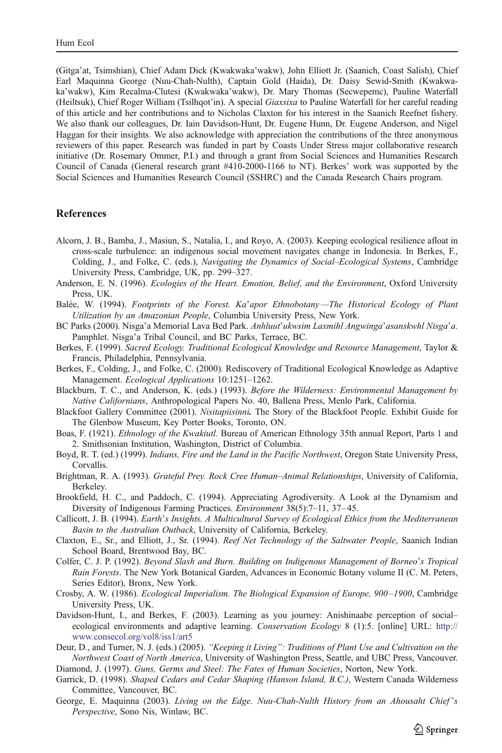(Gitga'at, Tsimshian), Chief Adam Dick (Kwakwaka'wakw), John Elliott Jr. (Saanich, Coast Salish), Chief Earl Maquinna George (Nuu-Chah-Nulth), Captain Gold (Haida), Dr. Daisy Sewid-Smith (Kwakwaka'wakw), Kim Recalma-Clutesi (Kwakwaka'wakw), Dr. Mary Thomas (Secwepemc), Pauline Waterfall (Heiltsuk), Chief Roger William (Tsilhqot'in). A special *Giaxsixa* to Pauline Waterfall for her careful reading of this article and her contributions and to Nicholas Claxton for his interest in the Saanich Reefnet fishery. We also thank our colleagues, Dr. Iain Davidson-Hunt, Dr. Eugene Hunn, Dr. Eugene Anderson, and Nigel Haggan for their insights. We also acknowledge with appreciation the contributions of the three anonymous reviewers of this paper. Research was funded in part by Coasts Under Stress major collaborative research initiative (Dr. Rosemary Ommer, P.I.) and through a grant from Social Sciences and Humanities Research Council of Canada (General research grant #410-2000-1166 to NT). Berkes' work was supported by the Social Sciences and Humanities Research Council (SSHRC) and the Canada Research Chairs program.

## References

Alcorn, J. B., Bamba, J., Masiun, S., Natalia, I., and Royo, A. (2003). Keeping ecological resilience afloat in cross-scale turbulence: an indigenous social movement navigates change in Indonesia. In Berkes, F., Colding, J., and Folke, C. (eds.), *Navigating the Dynamics of Social–Ecological Systems*, Cambridge University Press, Cambridge, UK, pp. 299–327.

Anderson, E. N. (1996). *Ecologies of the Heart. Emotion, Belief, and the Environment*, Oxford University Press, UK.

Balée, W. (1994). *Footprints of the Forest. Ka'apor Ethnobotany—The Historical Ecology of Plant Utilization by an Amazonian People*, Columbia University Press, New York.

BC Parks (2000). Nisga'a Memorial Lava Bed Park. *Anhluut'ukwsim Laxmihl Angwinga'asanskwhl Nisga'a*. Pamphlet. Nisga'a Tribal Council, and BC Parks, Terrace, BC.

Berkes, F. (1999). *Sacred Ecology. Traditional Ecological Knowledge and Resource Management*, Taylor & Francis, Philadelphia, Pennsylvania.

Berkes, F., Colding, J., and Folke, C. (2000). Rediscovery of Traditional Ecological Knowledge as Adaptive Management. *Ecological Applications* 10:1251–1262.

Blackburn, T. C., and Anderson, K. (eds.) (1993). *Before the Wilderness: Environmental Management by Native Californians*, Anthropological Papers No. 40, Ballena Press, Menlo Park, California.

Blackfoot Gallery Committee (2001). *Nisitapiisinni.* The Story of the Blackfoot People. Exhibit Guide for The Glenbow Museum, Key Porter Books, Toronto, ON.

Boas, F. (1921). *Ethnology of the Kwakiutl.* Bureau of American Ethnology 35th annual Report, Parts 1 and 2. Smithsonian Institution, Washington, District of Columbia.

Boyd, R. T. (ed.) (1999). *Indians, Fire and the Land in the Pacific Northwest*, Oregon State University Press, Corvallis.

Brightman, R. A. (1993). *Grateful Prey. Rock Cree Human–Animal Relationships*, University of California, Berkeley.

Brookfield, H. C., and Paddoch, C. (1994). Appreciating Agrodiversity. A Look at the Dynamism and Diversity of Indigenous Farming Practices. *Environment* 38(5):7–11, 37–45.

Callicott, J. B. (1994). *Earth's Insights. A Multicultural Survey of Ecological Ethics from the Mediterranean Basin to the Australian Outback*, University of California, Berkeley.

Claxton, E., Sr., and Elliott, J., Sr. (1994). *Reef Net Technology of the Saltwater People*, Saanich Indian School Board, Brentwood Bay, BC.

Colfer, C. J. P. (1992). *Beyond Slash and Burn. Building on Indigenous Management of Borneo's Tropical Rain Forests*. The New York Botanical Garden, Advances in Economic Botany volume II (C. M. Peters, Series Editor), Bronx, New York.

Crosby, A. W. (1986). *Ecological Imperialism. The Biological Expansion of Europe, 900–1900*, Cambridge University Press, UK.

Davidson-Hunt, I., and Berkes, F. (2003). Learning as you journey: Anishinaabe perception of social–ecological environments and adaptive learning. *Conservation Ecology* 8 (1):5. [online] URL: http://www.consecol.org/vol8/iss1/art5

Deur, D., and Turner, N. J. (eds.) (2005). *"Keeping it Living": Traditions of Plant Use and Cultivation on the Northwest Coast of North America*, University of Washington Press, Seattle, and UBC Press, Vancouver.

Diamond, J. (1997). *Guns, Germs and Steel: The Fates of Human Societies*, Norton, New York.

Garrick, D. (1998). *Shaped Cedars and Cedar Shaping (Hanson Island, B.C.)*, Western Canada Wilderness Committee, Vancouver, BC.

George, E. Maquinna (2003). *Living on the Edge. Nuu-Chah-Nulth History from an Ahousaht Chief's Perspective*, Sono Nis, Winlaw, BC.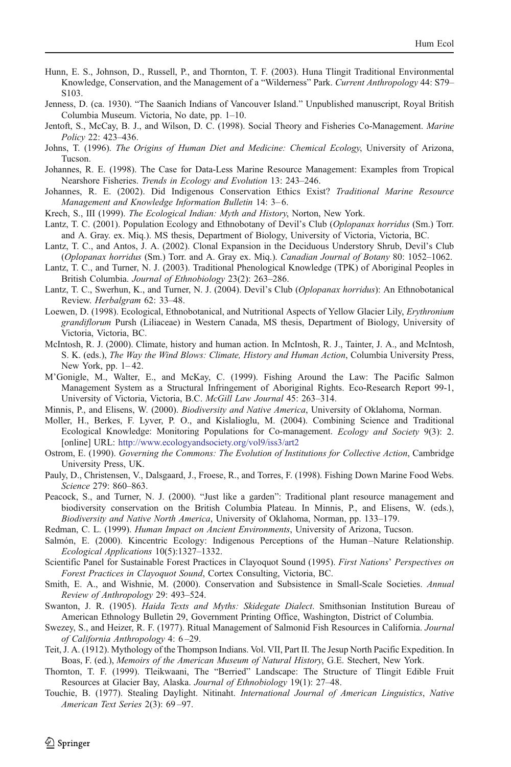Hunn, E. S., Johnson, D., Russell, P., and Thornton, T. F. (2003). Huna Tlingit Traditional Environmental Knowledge, Conservation, and the Management of a "Wilderness" Park. *Current Anthropology* 44: S79–S103.

Jenness, D. (ca. 1930). "The Saanich Indians of Vancouver Island." Unpublished manuscript, Royal British Columbia Museum. Victoria, No date, pp. 1–10.

Jentoft, S., McCay, B. J., and Wilson, D. C. (1998). Social Theory and Fisheries Co-Management. *Marine Policy* 22: 423–436.

Johns, T. (1996). *The Origins of Human Diet and Medicine: Chemical Ecology*, University of Arizona, Tucson.

Johannes, R. E. (1998). The Case for Data-Less Marine Resource Management: Examples from Tropical Nearshore Fisheries. *Trends in Ecology and Evolution* 13: 243–246.

Johannes, R. E. (2002). Did Indigenous Conservation Ethics Exist? *Traditional Marine Resource Management and Knowledge Information Bulletin* 14: 3–6.

Krech, S., III (1999). *The Ecological Indian: Myth and History*, Norton, New York.

Lantz, T. C. (2001). Population Ecology and Ethnobotany of Devil's Club (*Oplopanax horridus* (Sm.) Torr. and A. Gray. ex. Miq.). MS thesis, Department of Biology, University of Victoria, Victoria, BC.

Lantz, T. C., and Antos, J. A. (2002). Clonal Expansion in the Deciduous Understory Shrub, Devil's Club (*Oplopanax horridus* (Sm.) Torr. and A. Gray ex. Miq.). *Canadian Journal of Botany* 80: 1052–1062.

Lantz, T. C., and Turner, N. J. (2003). Traditional Phenological Knowledge (TPK) of Aboriginal Peoples in British Columbia. *Journal of Ethnobiology* 23(2): 263–286.

Lantz, T. C., Swerhun, K., and Turner, N. J. (2004). Devil's Club (*Oplopanax horridus*): An Ethnobotanical Review. *Herbalgram* 62: 33–48.

Loewen, D. (1998). Ecological, Ethnobotanical, and Nutritional Aspects of Yellow Glacier Lily, *Erythronium grandiflorum* Pursh (Liliaceae) in Western Canada, MS thesis, Department of Biology, University of Victoria, Victoria, BC.

McIntosh, R. J. (2000). Climate, history and human action. In McIntosh, R. J., Tainter, J. A., and McIntosh, S. K. (eds.), *The Way the Wind Blows: Climate, History and Human Action*, Columbia University Press, New York, pp. 1–42.

M'Gonigle, M., Walter, E., and McKay, C. (1999). Fishing Around the Law: The Pacific Salmon Management System as a Structural Infringement of Aboriginal Rights. Eco-Research Report 99-1, University of Victoria, Victoria, B.C. *McGill Law Journal* 45: 263–314.

Minnis, P., and Elisens, W. (2000). *Biodiversity and Native America*, University of Oklahoma, Norman.

Moller, H., Berkes, F. Lyver, P. O., and Kislalioglu, M. (2004). Combining Science and Traditional Ecological Knowledge: Monitoring Populations for Co-management. *Ecology and Society* 9(3): 2. [online] URL: http://www.ecologyandsociety.org/vol9/iss3/art2

Ostrom, E. (1990). *Governing the Commons: The Evolution of Institutions for Collective Action*, Cambridge University Press, UK.

Pauly, D., Christensen, V., Dalsgaard, J., Froese, R., and Torres, F. (1998). Fishing Down Marine Food Webs. *Science* 279: 860–863.

Peacock, S., and Turner, N. J. (2000). "Just like a garden": Traditional plant resource management and biodiversity conservation on the British Columbia Plateau. In Minnis, P., and Elisens, W. (eds.), *Biodiversity and Native North America*, University of Oklahoma, Norman, pp. 133–179.

Redman, C. L. (1999). *Human Impact on Ancient Environments*, University of Arizona, Tucson.

Salmón, E. (2000). Kincentric Ecology: Indigenous Perceptions of the Human–Nature Relationship. *Ecological Applications* 10(5):1327–1332.

Scientific Panel for Sustainable Forest Practices in Clayoquot Sound (1995). *First Nations' Perspectives on Forest Practices in Clayoquot Sound*, Cortex Consulting, Victoria, BC.

Smith, E. A., and Wishnie, M. (2000). Conservation and Subsistence in Small-Scale Societies. *Annual Review of Anthropology* 29: 493–524.

Swanton, J. R. (1905). *Haida Texts and Myths: Skidegate Dialect*. Smithsonian Institution Bureau of American Ethnology Bulletin 29, Government Printing Office, Washington, District of Columbia.

Swezey, S., and Heizer, R. F. (1977). Ritual Management of Salmonid Fish Resources in California. *Journal of California Anthropology* 4: 6–29.

Teit, J. A. (1912). Mythology of the Thompson Indians. Vol. VII, Part II. The Jesup North Pacific Expedition. In Boas, F. (ed.), *Memoirs of the American Museum of Natural History*, G.E. Stechert, New York.

Thornton, T. F. (1999). Tleikwaani, The "Berried" Landscape: The Structure of Tlingit Edible Fruit Resources at Glacier Bay, Alaska. *Journal of Ethnobiology* 19(1): 27–48.

Touchie, B. (1977). Stealing Daylight. Nitinaht. *International Journal of American Linguistics*, *Native American Text Series* 2(3): 69–97.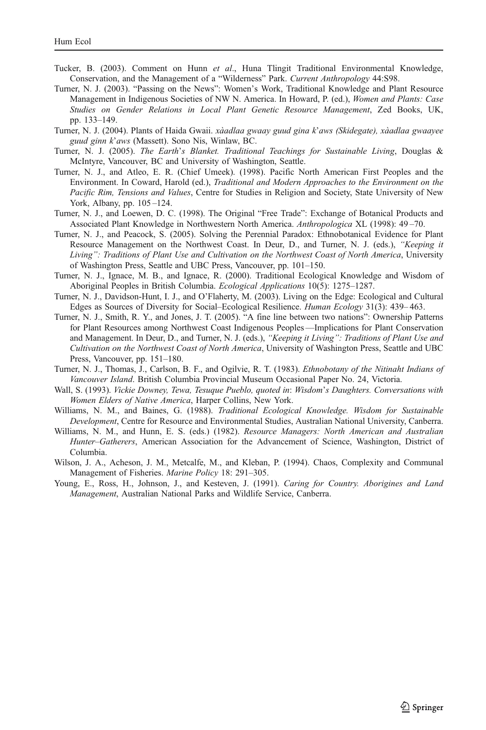Tucker, B. (2003). Comment on Hunn *et al*., Huna Tlingit Traditional Environmental Knowledge, Conservation, and the Management of a "Wilderness" Park. *Current Anthropology* 44:S98.

Turner, N. J. (2003). "Passing on the News": Women's Work, Traditional Knowledge and Plant Resource Management in Indigenous Societies of NW N. America. In Howard, P. (ed.), *Women and Plants: Case Studies on Gender Relations in Local Plant Genetic Resource Management*, Zed Books, UK, pp. 133–149.

Turner, N. J. (2004). Plants of Haida Gwaii. *xàadlaa gwaay guud gina k'aws (Skidegate), xàadlaa gwaayee guud ginn k'aws* (Massett). Sono Nis, Winlaw, BC.

Turner, N. J. (2005). *The Earth's Blanket. Traditional Teachings for Sustainable Living*, Douglas & McIntyre, Vancouver, BC and University of Washington, Seattle.

Turner, N. J., and Atleo, E. R. (Chief Umeek). (1998). Pacific North American First Peoples and the Environment. In Coward, Harold (ed.), *Traditional and Modern Approaches to the Environment on the Pacific Rim, Tensions and Values*, Centre for Studies in Religion and Society, State University of New York, Albany, pp. 105–124.

Turner, N. J., and Loewen, D. C. (1998). The Original "Free Trade": Exchange of Botanical Products and Associated Plant Knowledge in Northwestern North America. *Anthropologica* XL (1998): 49–70.

Turner, N. J., and Peacock, S. (2005). Solving the Perennial Paradox: Ethnobotanical Evidence for Plant Resource Management on the Northwest Coast. In Deur, D., and Turner, N. J. (eds.), *"Keeping it Living": Traditions of Plant Use and Cultivation on the Northwest Coast of North America*, University of Washington Press, Seattle and UBC Press, Vancouver, pp. 101–150.

Turner, N. J., Ignace, M. B., and Ignace, R. (2000). Traditional Ecological Knowledge and Wisdom of Aboriginal Peoples in British Columbia. *Ecological Applications* 10(5): 1275–1287.

Turner, N. J., Davidson-Hunt, I. J., and O'Flaherty, M. (2003). Living on the Edge: Ecological and Cultural Edges as Sources of Diversity for Social–Ecological Resilience. *Human Ecology* 31(3): 439–463.

Turner, N. J., Smith, R. Y., and Jones, J. T. (2005). "A fine line between two nations": Ownership Patterns for Plant Resources among Northwest Coast Indigenous Peoples—Implications for Plant Conservation and Management. In Deur, D., and Turner, N. J. (eds.), *"Keeping it Living": Traditions of Plant Use and Cultivation on the Northwest Coast of North America*, University of Washington Press, Seattle and UBC Press, Vancouver, pp. 151–180.

Turner, N. J., Thomas, J., Carlson, B. F., and Ogilvie, R. T. (1983). *Ethnobotany of the Nitinaht Indians of Vancouver Island*. British Columbia Provincial Museum Occasional Paper No. 24, Victoria.

Wall, S. (1993). *Vickie Downey, Tewa, Tesuque Pueblo, quoted in*: *Wisdom's Daughters. Conversations with Women Elders of Native America*, Harper Collins, New York.

Williams, N. M., and Baines, G. (1988). *Traditional Ecological Knowledge. Wisdom for Sustainable Development*, Centre for Resource and Environmental Studies, Australian National University, Canberra.

Williams, N. M., and Hunn, E. S. (eds.) (1982). *Resource Managers: North American and Australian Hunter–Gatherers*, American Association for the Advancement of Science, Washington, District of Columbia.

Wilson, J. A., Acheson, J. M., Metcalfe, M., and Kleban, P. (1994). Chaos, Complexity and Communal Management of Fisheries. *Marine Policy* 18: 291–305.

Young, E., Ross, H., Johnson, J., and Kesteven, J. (1991). *Caring for Country. Aborigines and Land Management*, Australian National Parks and Wildlife Service, Canberra.